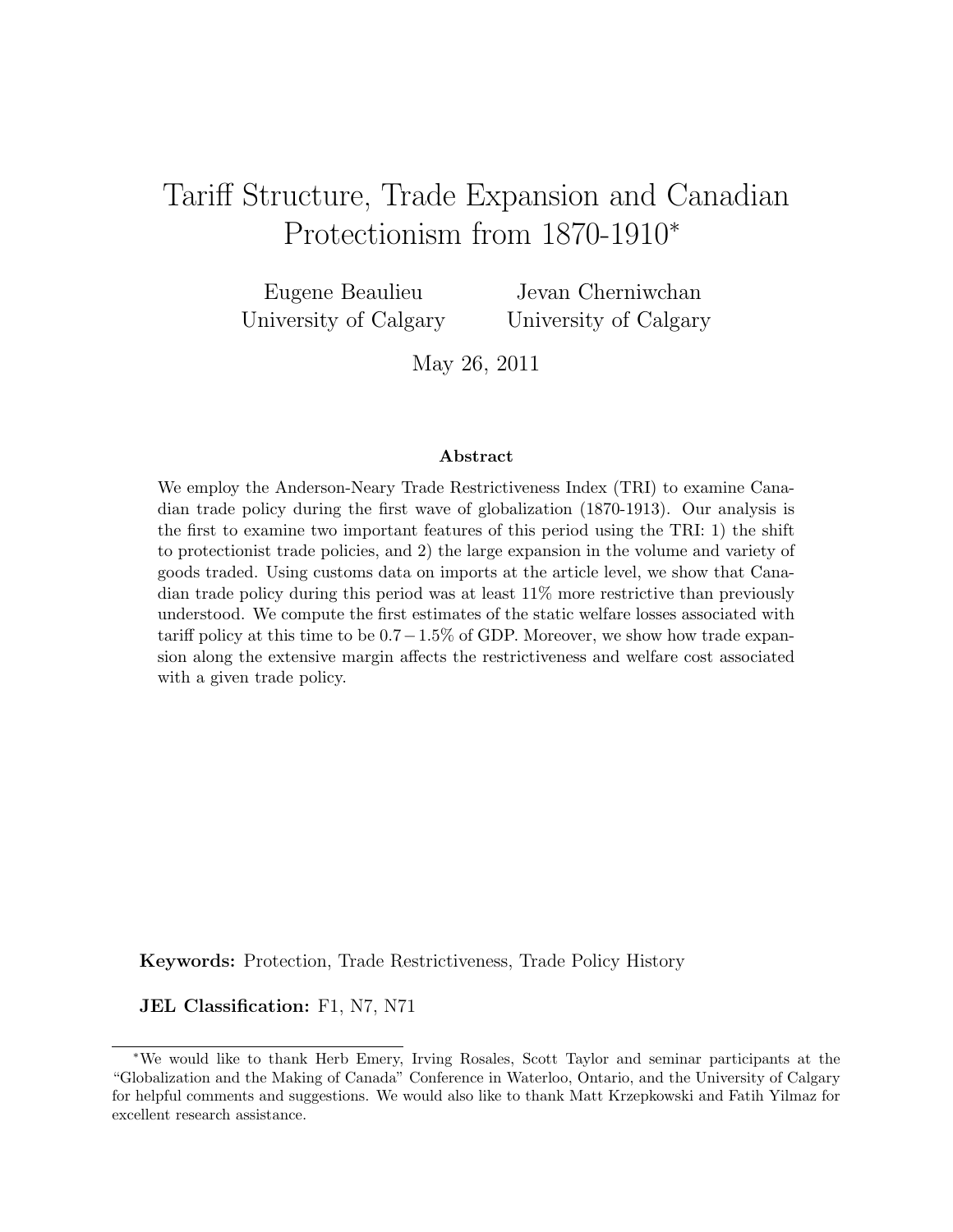# Tariff Structure, Trade Expansion and Canadian Protectionism from 1870-1910*

Eugene Beaulieu
University of Calgary

Jevan Cherniwchan
University of Calgary

May 26, 2011

### Abstract

We employ the Anderson-Neary Trade Restrictiveness Index (TRI) to examine Canadian trade policy during the first wave of globalization (1870-1913). Our analysis is the first to examine two important features of this period using the TRI: 1) the shift to protectionist trade policies, and 2) the large expansion in the volume and variety of goods traded. Using customs data on imports at the article level, we show that Canadian trade policy during this period was at least 11% more restrictive than previously understood. We compute the first estimates of the static welfare losses associated with tariff policy at this time to be $0.7 - 1.5\%$ of GDP. Moreover, we show how trade expansion along the extensive margin affects the restrictiveness and welfare cost associated with a given trade policy.

**Keywords:** Protection, Trade Restrictiveness, Trade Policy History

**JEL Classification:** F1, N7, N71

*We would like to thank Herb Emery, Irving Rosales, Scott Taylor and seminar participants at the "Globalization and the Making of Canada" Conference in Waterloo, Ontario, and the University of Calgary for helpful comments and suggestions. We would also like to thank Matt Krzepkowski and Fatih Yilmaz for excellent research assistance.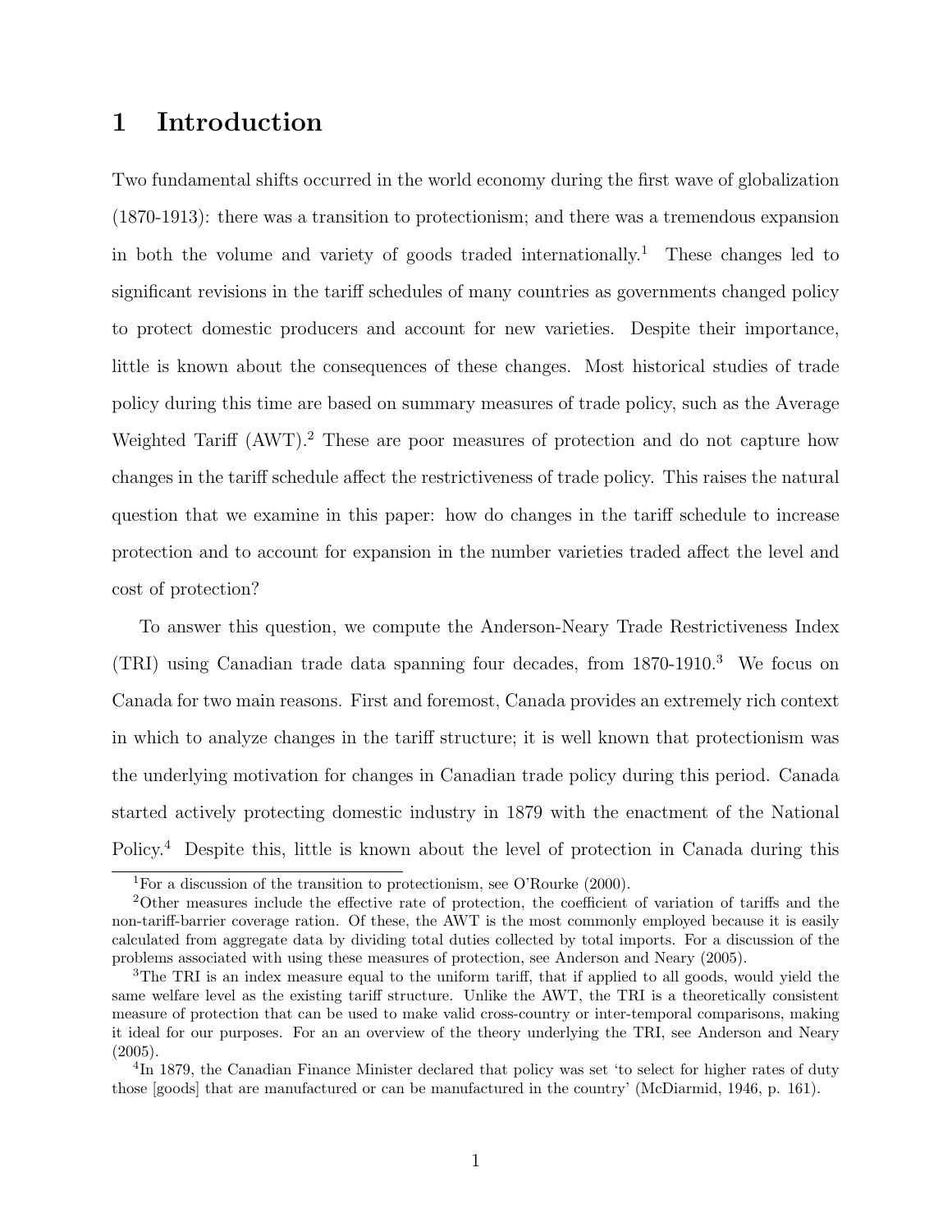# 1 Introduction

Two fundamental shifts occurred in the world economy during the first wave of globalization (1870-1913): there was a transition to protectionism; and there was a tremendous expansion in both the volume and variety of goods traded internationally.[1] These changes led to significant revisions in the tariff schedules of many countries as governments changed policy to protect domestic producers and account for new varieties. Despite their importance, little is known about the consequences of these changes. Most historical studies of trade policy during this time are based on summary measures of trade policy, such as the Average Weighted Tariff (AWT).[2] These are poor measures of protection and do not capture how changes in the tariff schedule affect the restrictiveness of trade policy. This raises the natural question that we examine in this paper: how do changes in the tariff schedule to increase protection and to account for expansion in the number varieties traded affect the level and cost of protection?

To answer this question, we compute the Anderson-Neary Trade Restrictiveness Index (TRI) using Canadian trade data spanning four decades, from 1870-1910.[3] We focus on Canada for two main reasons. First and foremost, Canada provides an extremely rich context in which to analyze changes in the tariff structure; it is well known that protectionism was the underlying motivation for changes in Canadian trade policy during this period. Canada started actively protecting domestic industry in 1879 with the enactment of the National Policy.[4] Despite this, little is known about the level of protection in Canada during this

[1] For a discussion of the transition to protectionism, see O'Rourke (2000).

[2] Other measures include the effective rate of protection, the coefficient of variation of tariffs and the non-tariff-barrier coverage ration. Of these, the AWT is the most commonly employed because it is easily calculated from aggregate data by dividing total duties collected by total imports. For a discussion of the problems associated with using these measures of protection, see Anderson and Neary (2005).

[3] The TRI is an index measure equal to the uniform tariff, that if applied to all goods, would yield the same welfare level as the existing tariff structure. Unlike the AWT, the TRI is a theoretically consistent measure of protection that can be used to make valid cross-country or inter-temporal comparisons, making it ideal for our purposes. For an an overview of the theory underlying the TRI, see Anderson and Neary (2005).

[4] In 1879, the Canadian Finance Minister declared that policy was set 'to select for higher rates of duty those [goods] that are manufactured or can be manufactured in the country' (McDiarmid, 1946, p. 161).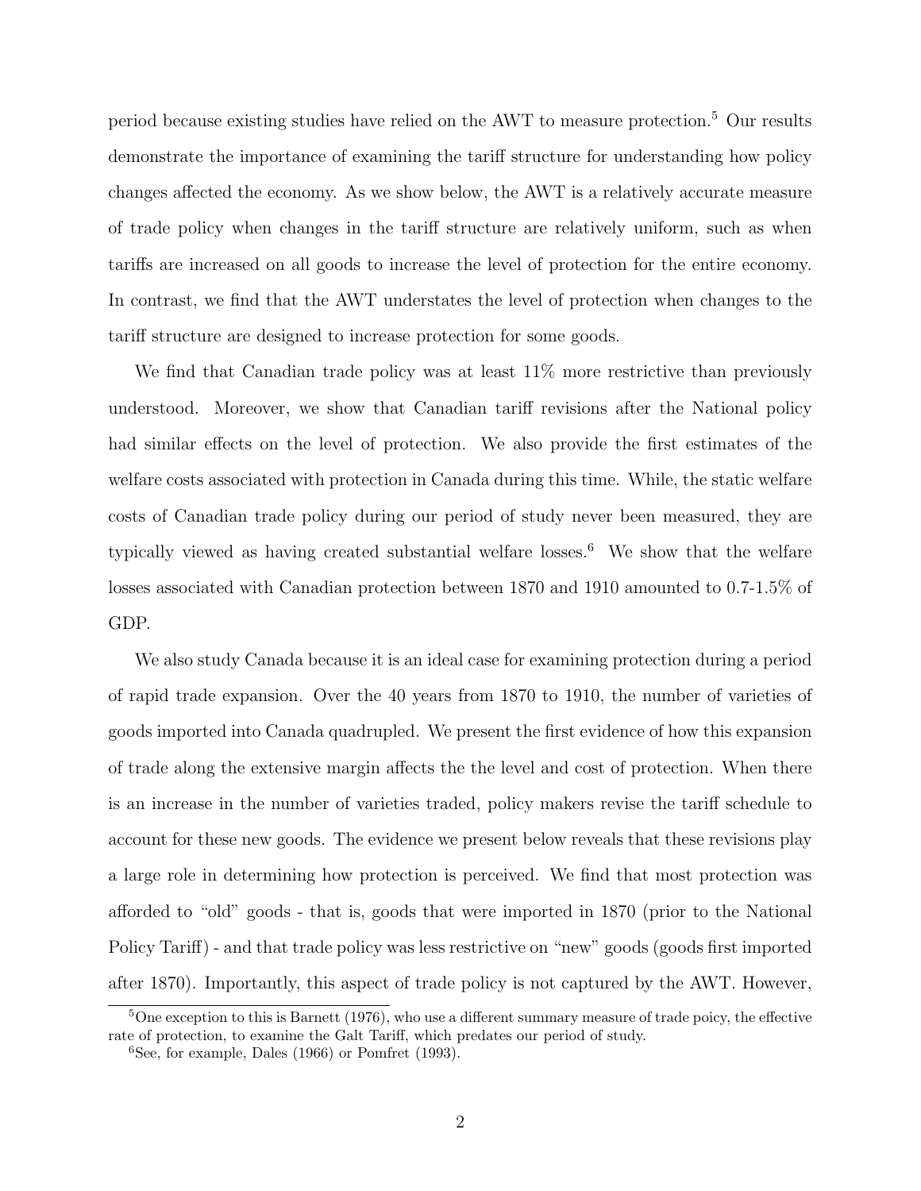period because existing studies have relied on the AWT to measure protection.[5] Our results demonstrate the importance of examining the tariff structure for understanding how policy changes affected the economy. As we show below, the AWT is a relatively accurate measure of trade policy when changes in the tariff structure are relatively uniform, such as when tariffs are increased on all goods to increase the level of protection for the entire economy. In contrast, we find that the AWT understates the level of protection when changes to the tariff structure are designed to increase protection for some goods.

We find that Canadian trade policy was at least 11% more restrictive than previously understood. Moreover, we show that Canadian tariff revisions after the National policy had similar effects on the level of protection. We also provide the first estimates of the welfare costs associated with protection in Canada during this time. While, the static welfare costs of Canadian trade policy during our period of study never been measured, they are typically viewed as having created substantial welfare losses.[6] We show that the welfare losses associated with Canadian protection between 1870 and 1910 amounted to 0.7-1.5% of GDP.

We also study Canada because it is an ideal case for examining protection during a period of rapid trade expansion. Over the 40 years from 1870 to 1910, the number of varieties of goods imported into Canada quadrupled. We present the first evidence of how this expansion of trade along the extensive margin affects the the level and cost of protection. When there is an increase in the number of varieties traded, policy makers revise the tariff schedule to account for these new goods. The evidence we present below reveals that these revisions play a large role in determining how protection is perceived. We find that most protection was afforded to "old" goods - that is, goods that were imported in 1870 (prior to the National Policy Tariff) - and that trade policy was less restrictive on "new" goods (goods first imported after 1870). Importantly, this aspect of trade policy is not captured by the AWT. However,

[5]One exception to this is Barnett (1976), who use a different summary measure of trade poicy, the effective rate of protection, to examine the Galt Tariff, which predates our period of study.

[6]See, for example, Dales (1966) or Pomfret (1993).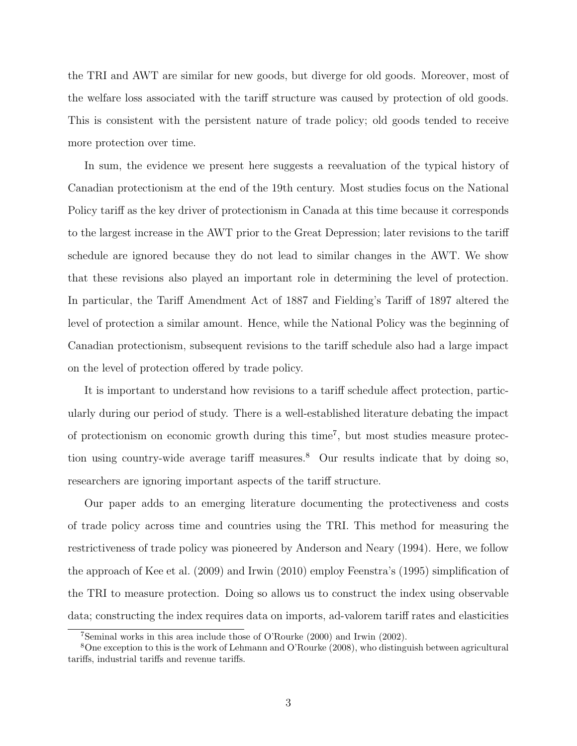the TRI and AWT are similar for new goods, but diverge for old goods. Moreover, most of the welfare loss associated with the tariff structure was caused by protection of old goods. This is consistent with the persistent nature of trade policy; old goods tended to receive more protection over time.

In sum, the evidence we present here suggests a reevaluation of the typical history of Canadian protectionism at the end of the 19th century. Most studies focus on the National Policy tariff as the key driver of protectionism in Canada at this time because it corresponds to the largest increase in the AWT prior to the Great Depression; later revisions to the tariff schedule are ignored because they do not lead to similar changes in the AWT. We show that these revisions also played an important role in determining the level of protection. In particular, the Tariff Amendment Act of 1887 and Fielding's Tariff of 1897 altered the level of protection a similar amount. Hence, while the National Policy was the beginning of Canadian protectionism, subsequent revisions to the tariff schedule also had a large impact on the level of protection offered by trade policy.

It is important to understand how revisions to a tariff schedule affect protection, particularly during our period of study. There is a well-established literature debating the impact of protectionism on economic growth during this time[7], but most studies measure protection using country-wide average tariff measures.[8] Our results indicate that by doing so, researchers are ignoring important aspects of the tariff structure.

Our paper adds to an emerging literature documenting the protectiveness and costs of trade policy across time and countries using the TRI. This method for measuring the restrictiveness of trade policy was pioneered by Anderson and Neary (1994). Here, we follow the approach of Kee et al. (2009) and Irwin (2010) employ Feenstra's (1995) simplification of the TRI to measure protection. Doing so allows us to construct the index using observable data; constructing the index requires data on imports, ad-valorem tariff rates and elasticities

[7] Seminal works in this area include those of O'Rourke (2000) and Irwin (2002).

[8] One exception to this is the work of Lehmann and O'Rourke (2008), who distinguish between agricultural tariffs, industrial tariffs and revenue tariffs.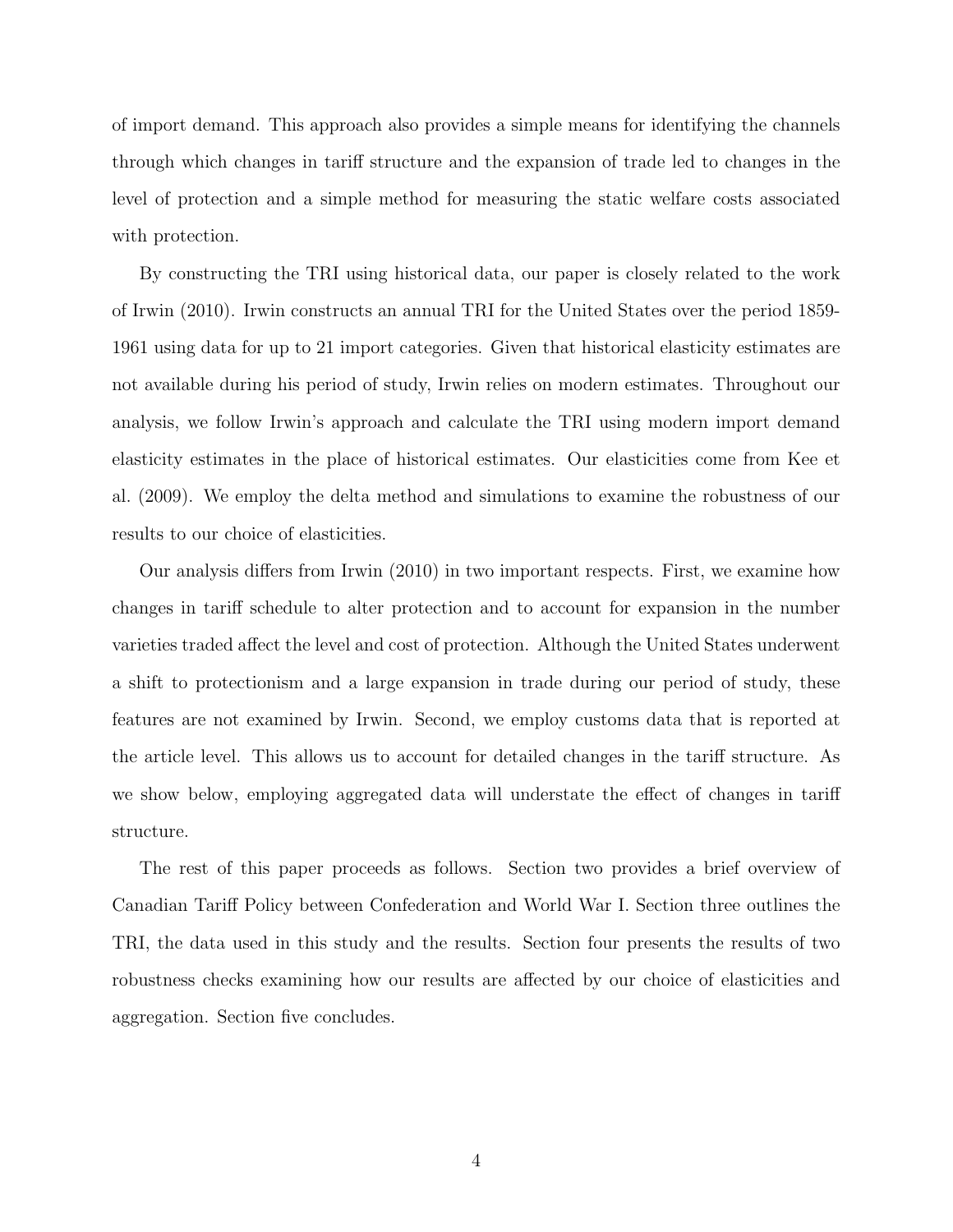of import demand. This approach also provides a simple means for identifying the channels through which changes in tariff structure and the expansion of trade led to changes in the level of protection and a simple method for measuring the static welfare costs associated with protection.

By constructing the TRI using historical data, our paper is closely related to the work of Irwin (2010). Irwin constructs an annual TRI for the United States over the period 1859-1961 using data for up to 21 import categories. Given that historical elasticity estimates are not available during his period of study, Irwin relies on modern estimates. Throughout our analysis, we follow Irwin's approach and calculate the TRI using modern import demand elasticity estimates in the place of historical estimates. Our elasticities come from Kee et al. (2009). We employ the delta method and simulations to examine the robustness of our results to our choice of elasticities.

Our analysis differs from Irwin (2010) in two important respects. First, we examine how changes in tariff schedule to alter protection and to account for expansion in the number varieties traded affect the level and cost of protection. Although the United States underwent a shift to protectionism and a large expansion in trade during our period of study, these features are not examined by Irwin. Second, we employ customs data that is reported at the article level. This allows us to account for detailed changes in the tariff structure. As we show below, employing aggregated data will understate the effect of changes in tariff structure.

The rest of this paper proceeds as follows. Section two provides a brief overview of Canadian Tariff Policy between Confederation and World War I. Section three outlines the TRI, the data used in this study and the results. Section four presents the results of two robustness checks examining how our results are affected by our choice of elasticities and aggregation. Section five concludes.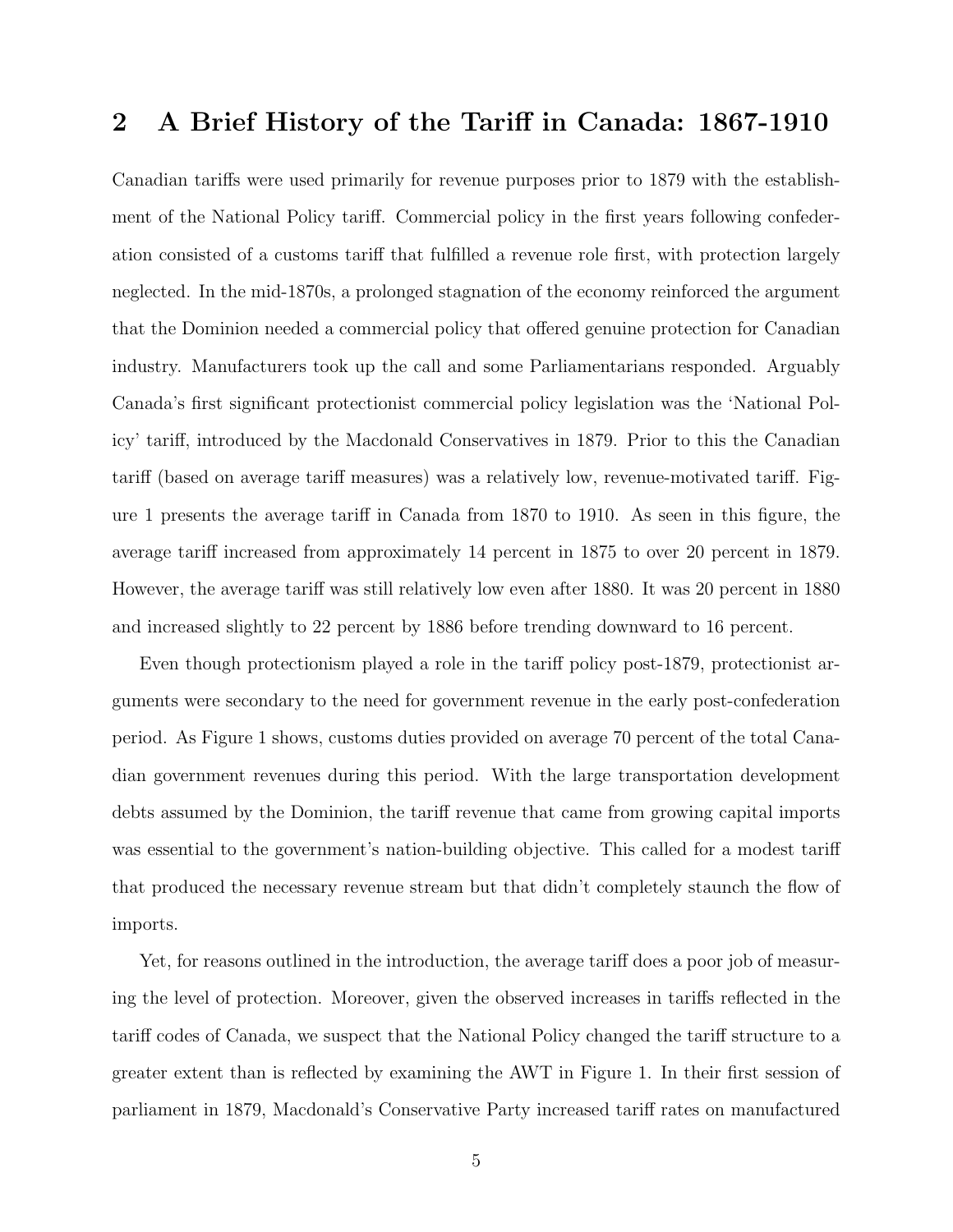## 2 A Brief History of the Tariff in Canada: 1867-1910

Canadian tariffs were used primarily for revenue purposes prior to 1879 with the establishment of the National Policy tariff. Commercial policy in the first years following confederation consisted of a customs tariff that fulfilled a revenue role first, with protection largely neglected. In the mid-1870s, a prolonged stagnation of the economy reinforced the argument that the Dominion needed a commercial policy that offered genuine protection for Canadian industry. Manufacturers took up the call and some Parliamentarians responded. Arguably Canada's first significant protectionist commercial policy legislation was the 'National Policy' tariff, introduced by the Macdonald Conservatives in 1879. Prior to this the Canadian tariff (based on average tariff measures) was a relatively low, revenue-motivated tariff. Figure 1 presents the average tariff in Canada from 1870 to 1910. As seen in this figure, the average tariff increased from approximately 14 percent in 1875 to over 20 percent in 1879. However, the average tariff was still relatively low even after 1880. It was 20 percent in 1880 and increased slightly to 22 percent by 1886 before trending downward to 16 percent.

Even though protectionism played a role in the tariff policy post-1879, protectionist arguments were secondary to the need for government revenue in the early post-confederation period. As Figure 1 shows, customs duties provided on average 70 percent of the total Canadian government revenues during this period. With the large transportation development debts assumed by the Dominion, the tariff revenue that came from growing capital imports was essential to the government's nation-building objective. This called for a modest tariff that produced the necessary revenue stream but that didn't completely staunch the flow of imports.

Yet, for reasons outlined in the introduction, the average tariff does a poor job of measuring the level of protection. Moreover, given the observed increases in tariffs reflected in the tariff codes of Canada, we suspect that the National Policy changed the tariff structure to a greater extent than is reflected by examining the AWT in Figure 1. In their first session of parliament in 1879, Macdonald's Conservative Party increased tariff rates on manufactured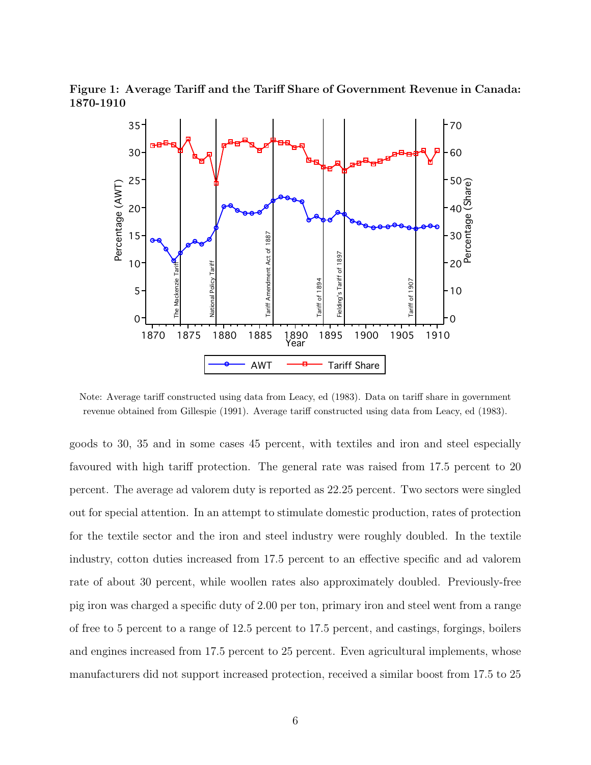**Figure 1: Average Tariff and the Tariff Share of Government Revenue in Canada: 1870-1910**

Note: Average tariff constructed using data from Leacy, ed (1983). Data on tariff share in government revenue obtained from Gillespie (1991). Average tariff constructed using data from Leacy, ed (1983).

goods to 30, 35 and in some cases 45 percent, with textiles and iron and steel especially favoured with high tariff protection. The general rate was raised from 17.5 percent to 20 percent. The average ad valorem duty is reported as 22.25 percent. Two sectors were singled out for special attention. In an attempt to stimulate domestic production, rates of protection for the textile sector and the iron and steel industry were roughly doubled. In the textile industry, cotton duties increased from 17.5 percent to an effective specific and ad valorem rate of about 30 percent, while woollen rates also approximately doubled. Previously-free pig iron was charged a specific duty of 2.00 per ton, primary iron and steel went from a range of free to 5 percent to a range of 12.5 percent to 17.5 percent, and castings, forgings, boilers and engines increased from 17.5 percent to 25 percent. Even agricultural implements, whose manufacturers did not support increased protection, received a similar boost from 17.5 to 25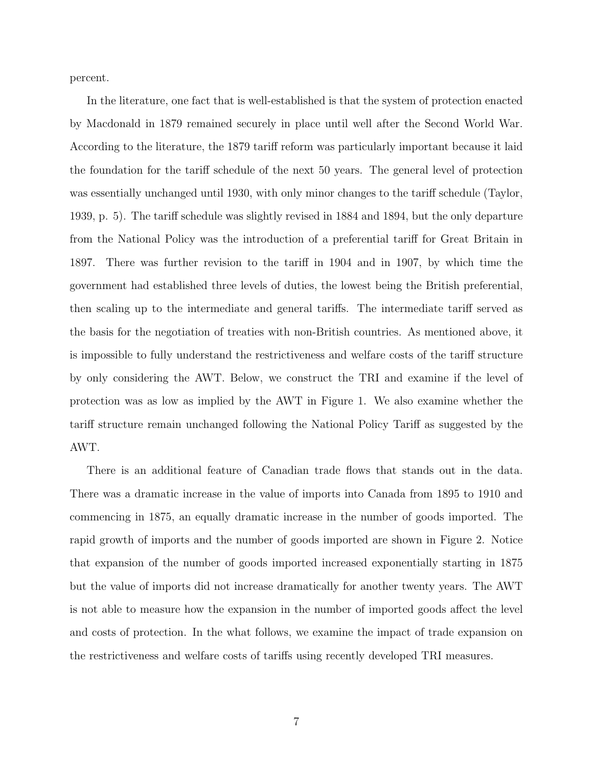percent.

In the literature, one fact that is well-established is that the system of protection enacted by Macdonald in 1879 remained securely in place until well after the Second World War. According to the literature, the 1879 tariff reform was particularly important because it laid the foundation for the tariff schedule of the next 50 years. The general level of protection was essentially unchanged until 1930, with only minor changes to the tariff schedule (Taylor, 1939, p. 5). The tariff schedule was slightly revised in 1884 and 1894, but the only departure from the National Policy was the introduction of a preferential tariff for Great Britain in 1897. There was further revision to the tariff in 1904 and in 1907, by which time the government had established three levels of duties, the lowest being the British preferential, then scaling up to the intermediate and general tariffs. The intermediate tariff served as the basis for the negotiation of treaties with non-British countries. As mentioned above, it is impossible to fully understand the restrictiveness and welfare costs of the tariff structure by only considering the AWT. Below, we construct the TRI and examine if the level of protection was as low as implied by the AWT in Figure 1. We also examine whether the tariff structure remain unchanged following the National Policy Tariff as suggested by the AWT.

There is an additional feature of Canadian trade flows that stands out in the data. There was a dramatic increase in the value of imports into Canada from 1895 to 1910 and commencing in 1875, an equally dramatic increase in the number of goods imported. The rapid growth of imports and the number of goods imported are shown in Figure 2. Notice that expansion of the number of goods imported increased exponentially starting in 1875 but the value of imports did not increase dramatically for another twenty years. The AWT is not able to measure how the expansion in the number of imported goods affect the level and costs of protection. In the what follows, we examine the impact of trade expansion on the restrictiveness and welfare costs of tariffs using recently developed TRI measures.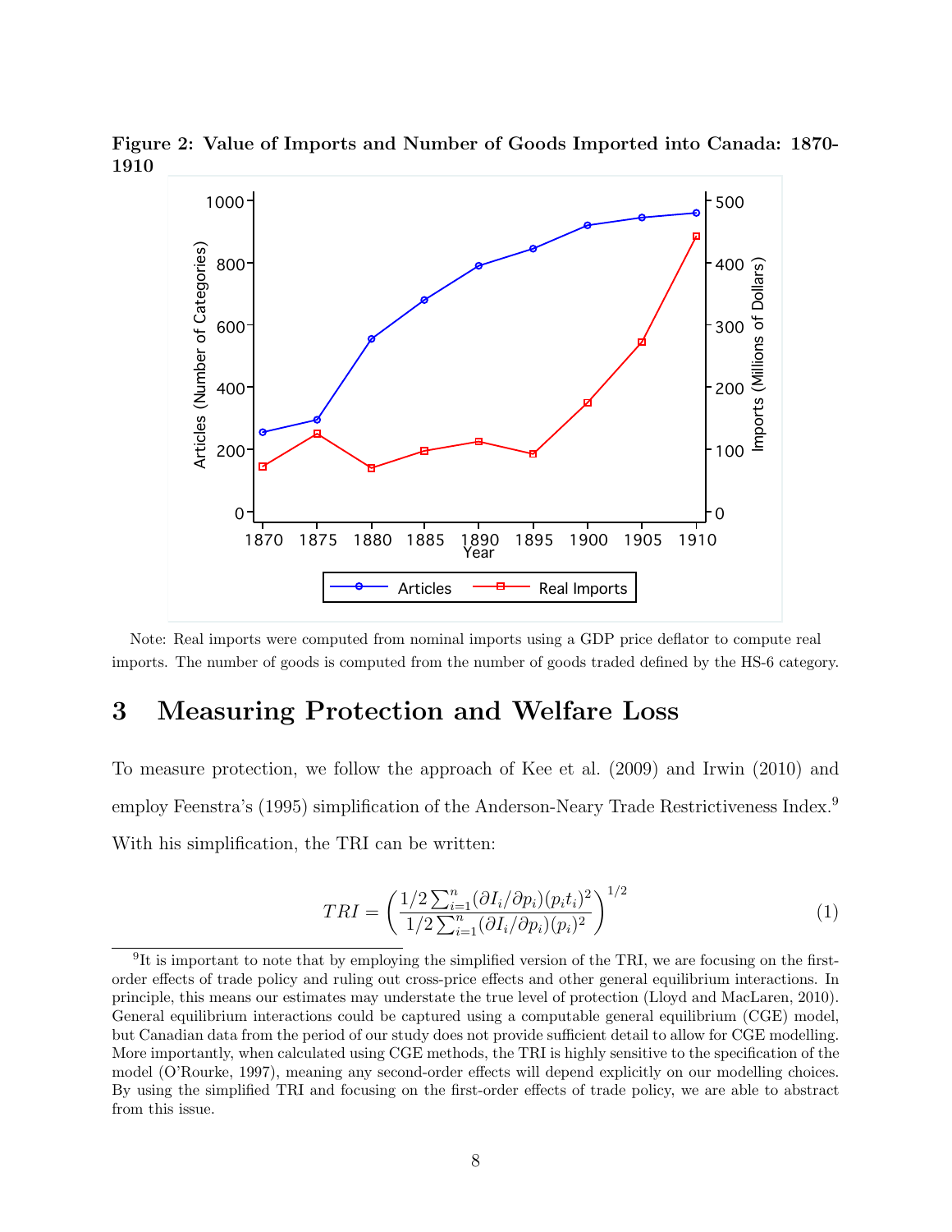**Figure 2: Value of Imports and Number of Goods Imported into Canada: 1870-1910**

Note: Real imports were computed from nominal imports using a GDP price deflator to compute real imports. The number of goods is computed from the number of goods traded defined by the HS-6 category.

# 3 Measuring Protection and Welfare Loss

To measure protection, we follow the approach of Kee et al. (2009) and Irwin (2010) and employ Feenstra's (1995) simplification of the Anderson-Neary Trade Restrictiveness Index.[9] With his simplification, the TRI can be written:

$$TRI = \left( \frac{1/2 \sum_{i=1}^{n} (\partial I_i / \partial p_i)(p_i t_i)^2}{1/2 \sum_{i=1}^{n} (\partial I_i / \partial p_i)(p_i)^2} \right)^{1/2} \tag{1}$$

[9] It is important to note that by employing the simplified version of the TRI, we are focusing on the first-order effects of trade policy and ruling out cross-price effects and other general equilibrium interactions. In principle, this means our estimates may understate the true level of protection (Lloyd and MacLaren, 2010). General equilibrium interactions could be captured using a computable general equilibrium (CGE) model, but Canadian data from the period of our study does not provide sufficient detail to allow for CGE modelling. More importantly, when calculated using CGE methods, the TRI is highly sensitive to the specification of the model (O'Rourke, 1997), meaning any second-order effects will depend explicitly on our modelling choices. By using the simplified TRI and focusing on the first-order effects of trade policy, we are able to abstract from this issue.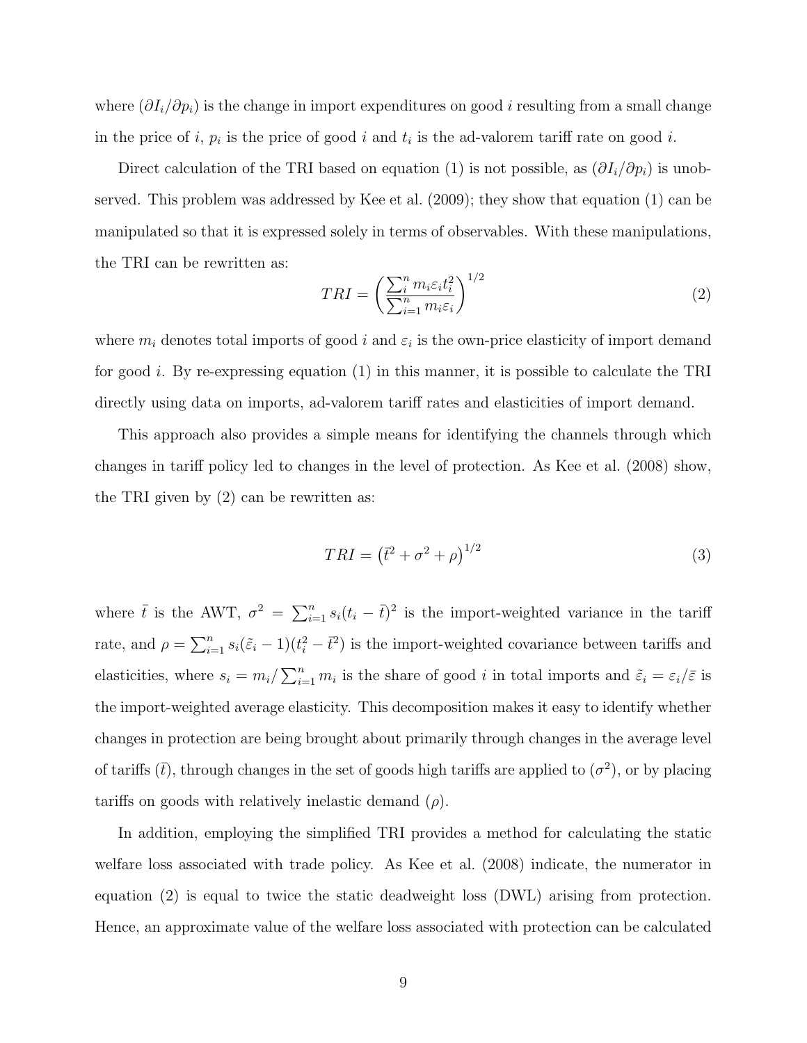where $(\partial I_i/\partial p_i)$ is the change in import expenditures on good $i$ resulting from a small change in the price of $i$, $p_i$ is the price of good $i$ and $t_i$ is the ad-valorem tariff rate on good $i$.

Direct calculation of the TRI based on equation (1) is not possible, as $(\partial I_i/\partial p_i)$ is unobserved. This problem was addressed by Kee et al. (2009); they show that equation (1) can be manipulated so that it is expressed solely in terms of observables. With these manipulations, the TRI can be rewritten as:

$$TRI = \left( \frac{\sum_i^n m_i \varepsilon_i t_i^2}{\sum_{i=1}^n m_i \varepsilon_i} \right)^{1/2} \tag{2}$$

where $m_i$ denotes total imports of good $i$ and $\varepsilon_i$ is the own-price elasticity of import demand for good $i$. By re-expressing equation (1) in this manner, it is possible to calculate the TRI directly using data on imports, ad-valorem tariff rates and elasticities of import demand.

This approach also provides a simple means for identifying the channels through which changes in tariff policy led to changes in the level of protection. As Kee et al. (2008) show, the TRI given by (2) can be rewritten as:

$$TRI = \left( \bar{t}^2 + \sigma^2 + \rho \right)^{1/2} \tag{3}$$

where $\bar{t}$ is the AWT, $\sigma^2 = \sum_{i=1}^n s_i (t_i - \bar{t})^2$ is the import-weighted variance in the tariff rate, and $\rho = \sum_{i=1}^n s_i (\tilde{\varepsilon}_i - 1)(t_i^2 - \bar{t}^2)$ is the import-weighted covariance between tariffs and elasticities, where $s_i = m_i / \sum_{i=1}^n m_i$ is the share of good $i$ in total imports and $\tilde{\varepsilon}_i = \varepsilon_i / \bar{\varepsilon}$ is the import-weighted average elasticity. This decomposition makes it easy to identify whether changes in protection are being brought about primarily through changes in the average level of tariffs $(\bar{t})$, through changes in the set of goods high tariffs are applied to $(\sigma^2)$, or by placing tariffs on goods with relatively inelastic demand $(\rho)$.

In addition, employing the simplified TRI provides a method for calculating the static welfare loss associated with trade policy. As Kee et al. (2008) indicate, the numerator in equation (2) is equal to twice the static deadweight loss (DWL) arising from protection. Hence, an approximate value of the welfare loss associated with protection can be calculated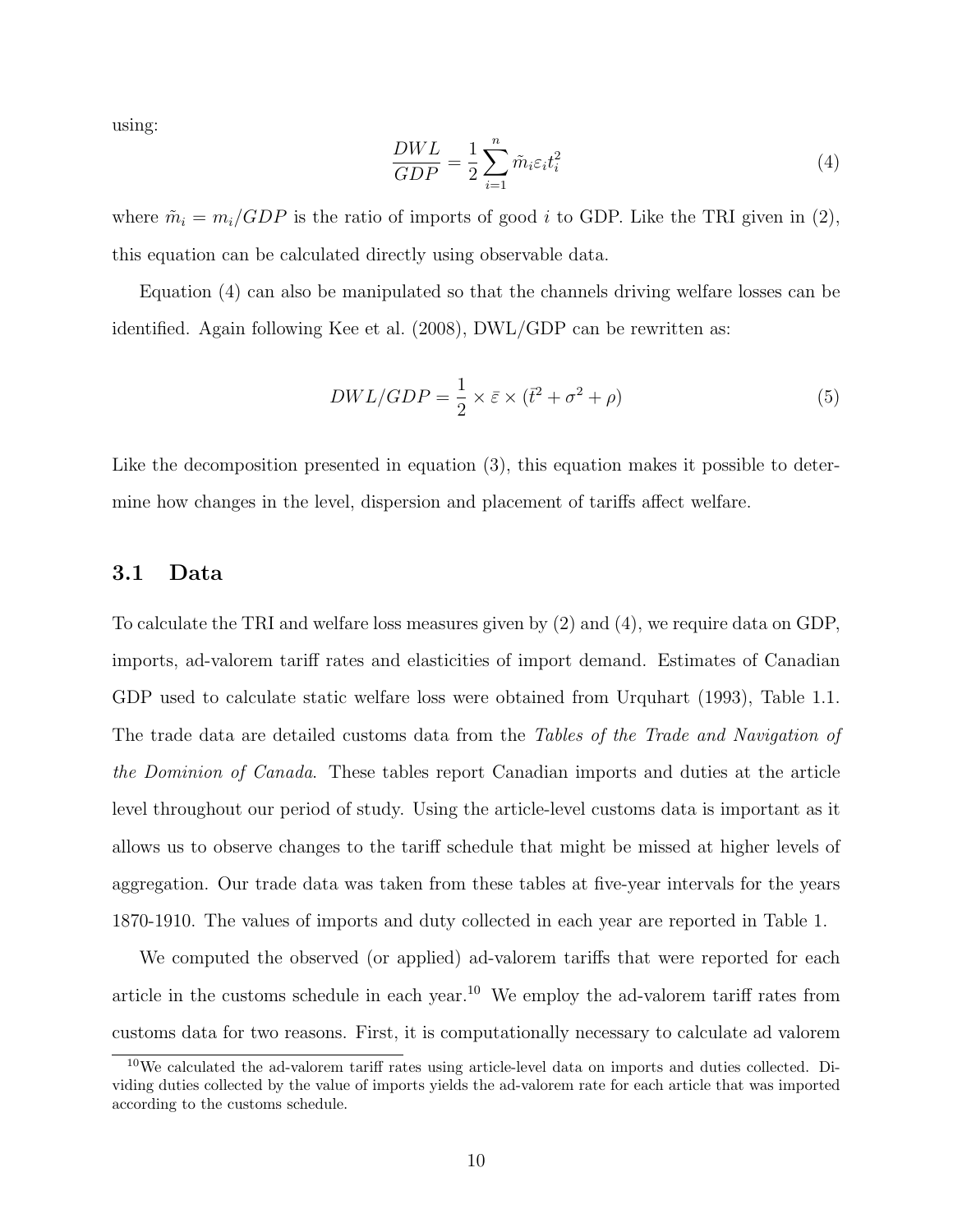using:

$$\frac{DWL}{GDP} = \frac{1}{2}\sum_{i=1}^{n} \tilde{m}_i \varepsilon_i t_i^2 \tag{4}$$

where $\tilde{m}_i = m_i/GDP$ is the ratio of imports of good $i$ to GDP. Like the TRI given in (2), this equation can be calculated directly using observable data.

Equation (4) can also be manipulated so that the channels driving welfare losses can be identified. Again following Kee et al. (2008), DWL/GDP can be rewritten as:

$$DWL/GDP = \frac{1}{2} \times \bar{\varepsilon} \times (\bar{t}^2 + \sigma^2 + \rho) \tag{5}$$

Like the decomposition presented in equation (3), this equation makes it possible to determine how changes in the level, dispersion and placement of tariffs affect welfare.

### 3.1 Data

To calculate the TRI and welfare loss measures given by (2) and (4), we require data on GDP, imports, ad-valorem tariff rates and elasticities of import demand. Estimates of Canadian GDP used to calculate static welfare loss were obtained from Urquhart (1993), Table 1.1. The trade data are detailed customs data from the *Tables of the Trade and Navigation of the Dominion of Canada*. These tables report Canadian imports and duties at the article level throughout our period of study. Using the article-level customs data is important as it allows us to observe changes to the tariff schedule that might be missed at higher levels of aggregation. Our trade data was taken from these tables at five-year intervals for the years 1870-1910. The values of imports and duty collected in each year are reported in Table 1.

We computed the observed (or applied) ad-valorem tariffs that were reported for each article in the customs schedule in each year.[10] We employ the ad-valorem tariff rates from customs data for two reasons. First, it is computationally necessary to calculate ad valorem

[10] We calculated the ad-valorem tariff rates using article-level data on imports and duties collected. Dividing duties collected by the value of imports yields the ad-valorem rate for each article that was imported according to the customs schedule.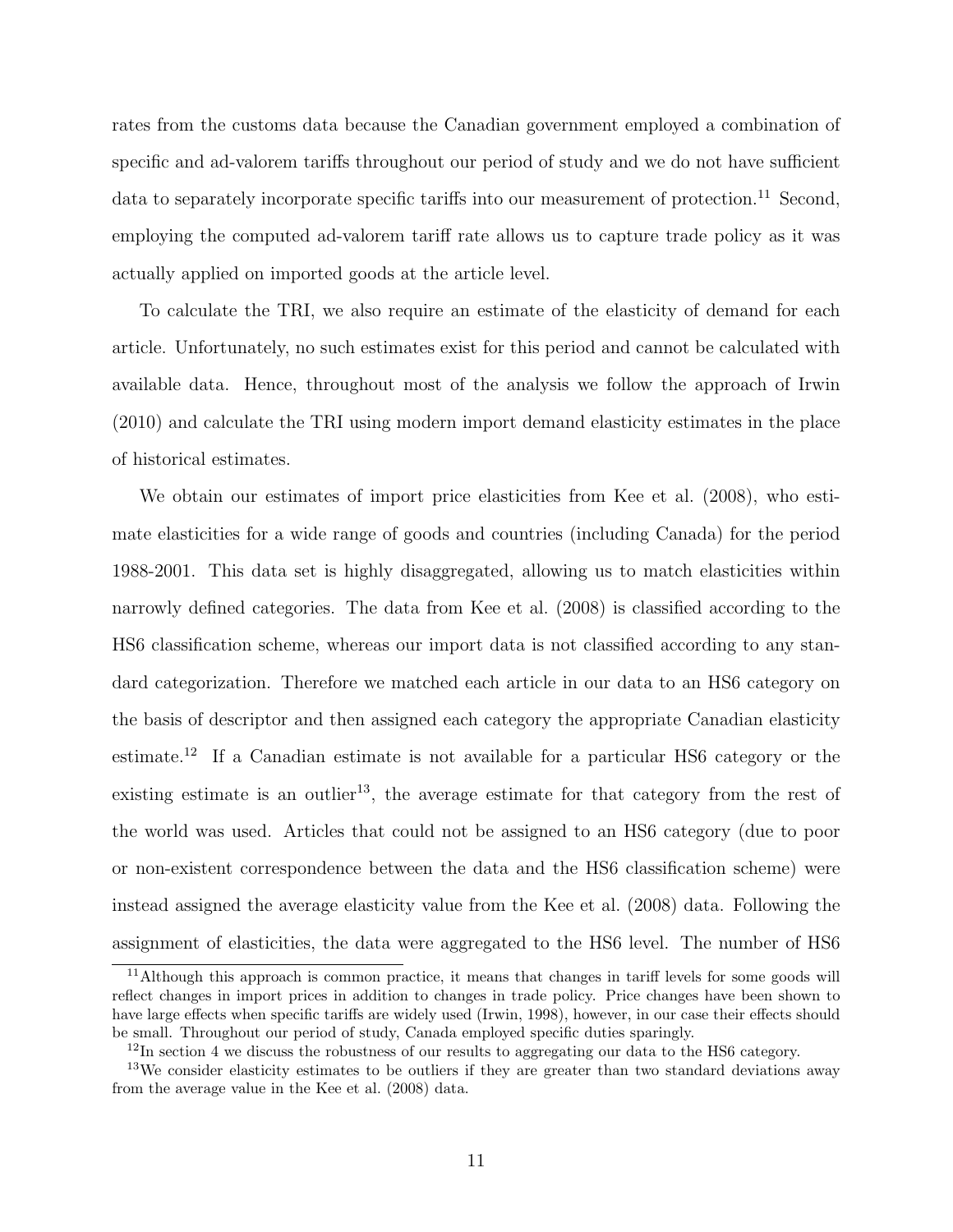rates from the customs data because the Canadian government employed a combination of specific and ad-valorem tariffs throughout our period of study and we do not have sufficient data to separately incorporate specific tariffs into our measurement of protection.[11] Second, employing the computed ad-valorem tariff rate allows us to capture trade policy as it was actually applied on imported goods at the article level.

To calculate the TRI, we also require an estimate of the elasticity of demand for each article. Unfortunately, no such estimates exist for this period and cannot be calculated with available data. Hence, throughout most of the analysis we follow the approach of Irwin (2010) and calculate the TRI using modern import demand elasticity estimates in the place of historical estimates.

We obtain our estimates of import price elasticities from Kee et al. (2008), who estimate elasticities for a wide range of goods and countries (including Canada) for the period 1988-2001. This data set is highly disaggregated, allowing us to match elasticities within narrowly defined categories. The data from Kee et al. (2008) is classified according to the HS6 classification scheme, whereas our import data is not classified according to any standard categorization. Therefore we matched each article in our data to an HS6 category on the basis of descriptor and then assigned each category the appropriate Canadian elasticity estimate.[12] If a Canadian estimate is not available for a particular HS6 category or the existing estimate is an outlier[13], the average estimate for that category from the rest of the world was used. Articles that could not be assigned to an HS6 category (due to poor or non-existent correspondence between the data and the HS6 classification scheme) were instead assigned the average elasticity value from the Kee et al. (2008) data. Following the assignment of elasticities, the data were aggregated to the HS6 level. The number of HS6

[11] Although this approach is common practice, it means that changes in tariff levels for some goods will reflect changes in import prices in addition to changes in trade policy. Price changes have been shown to have large effects when specific tariffs are widely used (Irwin, 1998), however, in our case their effects should be small. Throughout our period of study, Canada employed specific duties sparingly.

[12] In section 4 we discuss the robustness of our results to aggregating our data to the HS6 category.

[13] We consider elasticity estimates to be outliers if they are greater than two standard deviations away from the average value in the Kee et al. (2008) data.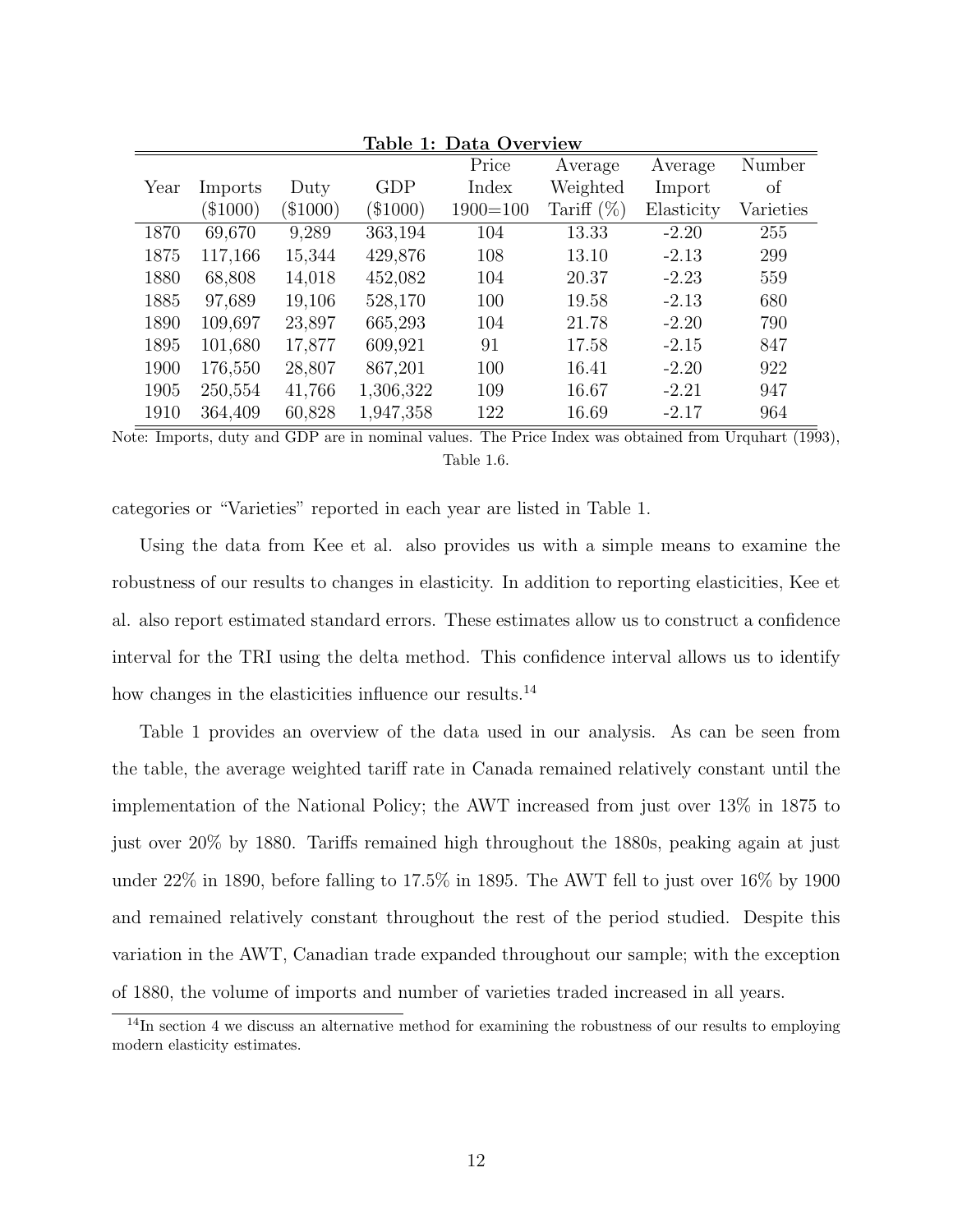**Table 1: Data Overview**

| Year | Imports ($1000) | Duty ($1000) | GDP ($1000) | Price Index 1900=100 | Average Weighted Tariff (%) | Average Import Elasticity | Number of Varieties |
|---|---|---|---|---|---|---|---|
| 1870 | 69,670 | 9,289 | 363,194 | 104 | 13.33 | -2.20 | 255 |
| 1875 | 117,166 | 15,344 | 429,876 | 108 | 13.10 | -2.13 | 299 |
| 1880 | 68,808 | 14,018 | 452,082 | 104 | 20.37 | -2.23 | 559 |
| 1885 | 97,689 | 19,106 | 528,170 | 100 | 19.58 | -2.13 | 680 |
| 1890 | 109,697 | 23,897 | 665,293 | 104 | 21.78 | -2.20 | 790 |
| 1895 | 101,680 | 17,877 | 609,921 | 91 | 17.58 | -2.15 | 847 |
| 1900 | 176,550 | 28,807 | 867,201 | 100 | 16.41 | -2.20 | 922 |
| 1905 | 250,554 | 41,766 | 1,306,322 | 109 | 16.67 | -2.21 | 947 |
| 1910 | 364,409 | 60,828 | 1,947,358 | 122 | 16.69 | -2.17 | 964 |

Note: Imports, duty and GDP are in nominal values. The Price Index was obtained from Urquhart (1993), Table 1.6.

categories or "Varieties" reported in each year are listed in Table 1.

Using the data from Kee et al. also provides us with a simple means to examine the robustness of our results to changes in elasticity. In addition to reporting elasticities, Kee et al. also report estimated standard errors. These estimates allow us to construct a confidence interval for the TRI using the delta method. This confidence interval allows us to identify how changes in the elasticities influence our results.[14]

Table 1 provides an overview of the data used in our analysis. As can be seen from the table, the average weighted tariff rate in Canada remained relatively constant until the implementation of the National Policy; the AWT increased from just over 13% in 1875 to just over 20% by 1880. Tariffs remained high throughout the 1880s, peaking again at just under 22% in 1890, before falling to 17.5% in 1895. The AWT fell to just over 16% by 1900 and remained relatively constant throughout the rest of the period studied. Despite this variation in the AWT, Canadian trade expanded throughout our sample; with the exception of 1880, the volume of imports and number of varieties traded increased in all years.

[14] In section 4 we discuss an alternative method for examining the robustness of our results to employing modern elasticity estimates.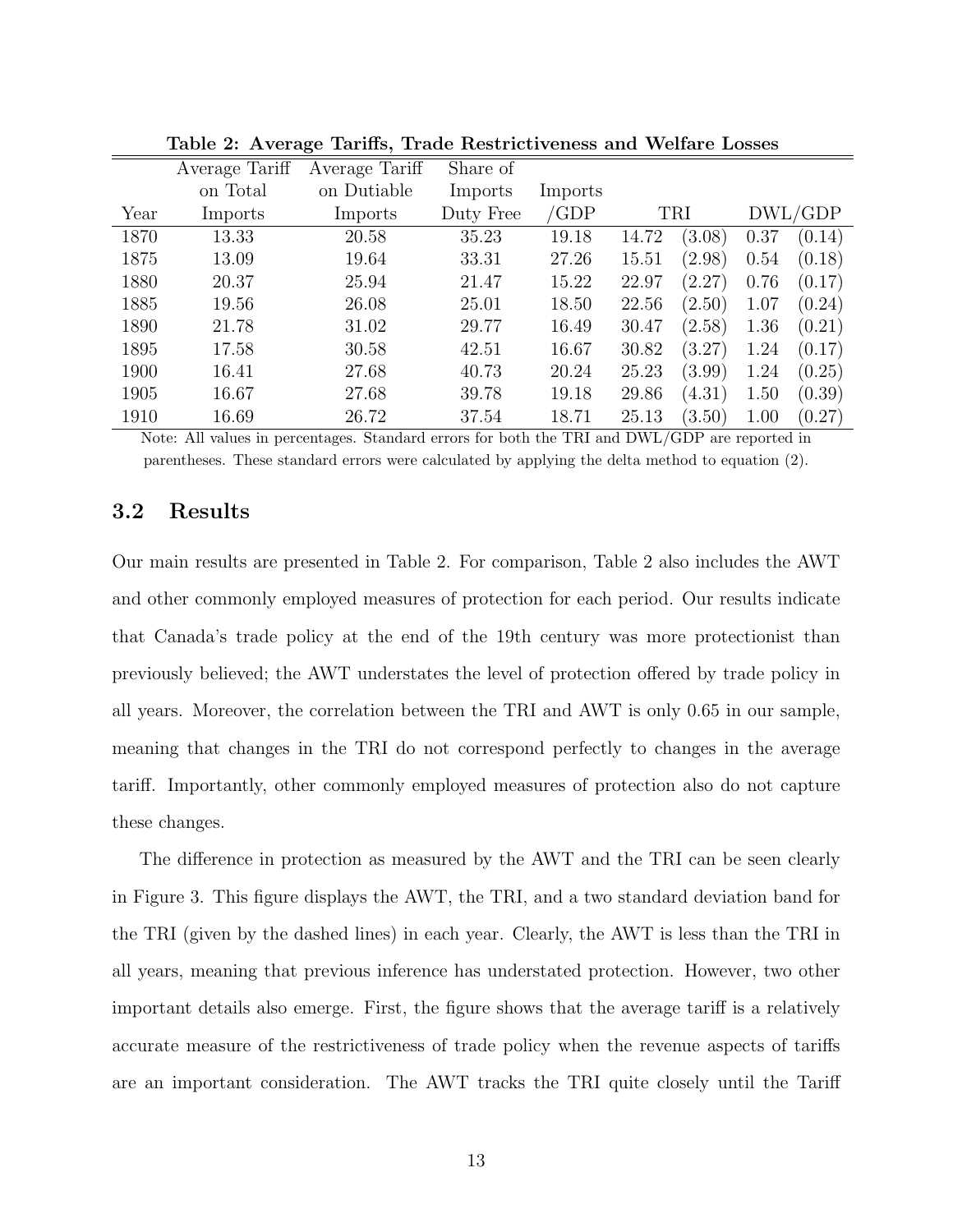**Table 2: Average Tariffs, Trade Restrictiveness and Welfare Losses**

| Year | Average Tariff on Total Imports | Average Tariff on Dutiable Imports | Share of Imports Duty Free | Imports /GDP | TRI | | DWL/GDP | |
|---|---|---|---|---|---|---|---|---|
| 1870 | 13.33 | 20.58 | 35.23 | 19.18 | 14.72 | (3.08) | 0.37 | (0.14) |
| 1875 | 13.09 | 19.64 | 33.31 | 27.26 | 15.51 | (2.98) | 0.54 | (0.18) |
| 1880 | 20.37 | 25.94 | 21.47 | 15.22 | 22.97 | (2.27) | 0.76 | (0.17) |
| 1885 | 19.56 | 26.08 | 25.01 | 18.50 | 22.56 | (2.50) | 1.07 | (0.24) |
| 1890 | 21.78 | 31.02 | 29.77 | 16.49 | 30.47 | (2.58) | 1.36 | (0.21) |
| 1895 | 17.58 | 30.58 | 42.51 | 16.67 | 30.82 | (3.27) | 1.24 | (0.17) |
| 1900 | 16.41 | 27.68 | 40.73 | 20.24 | 25.23 | (3.99) | 1.24 | (0.25) |
| 1905 | 16.67 | 27.68 | 39.78 | 19.18 | 29.86 | (4.31) | 1.50 | (0.39) |
| 1910 | 16.69 | 26.72 | 37.54 | 18.71 | 25.13 | (3.50) | 1.00 | (0.27) |

Note: All values in percentages. Standard errors for both the TRI and DWL/GDP are reported in parentheses. These standard errors were calculated by applying the delta method to equation (2).

### 3.2 Results

Our main results are presented in Table 2. For comparison, Table 2 also includes the AWT and other commonly employed measures of protection for each period. Our results indicate that Canada's trade policy at the end of the 19th century was more protectionist than previously believed; the AWT understates the level of protection offered by trade policy in all years. Moreover, the correlation between the TRI and AWT is only 0.65 in our sample, meaning that changes in the TRI do not correspond perfectly to changes in the average tariff. Importantly, other commonly employed measures of protection also do not capture these changes.

The difference in protection as measured by the AWT and the TRI can be seen clearly in Figure 3. This figure displays the AWT, the TRI, and a two standard deviation band for the TRI (given by the dashed lines) in each year. Clearly, the AWT is less than the TRI in all years, meaning that previous inference has understated protection. However, two other important details also emerge. First, the figure shows that the average tariff is a relatively accurate measure of the restrictiveness of trade policy when the revenue aspects of tariffs are an important consideration. The AWT tracks the TRI quite closely until the Tariff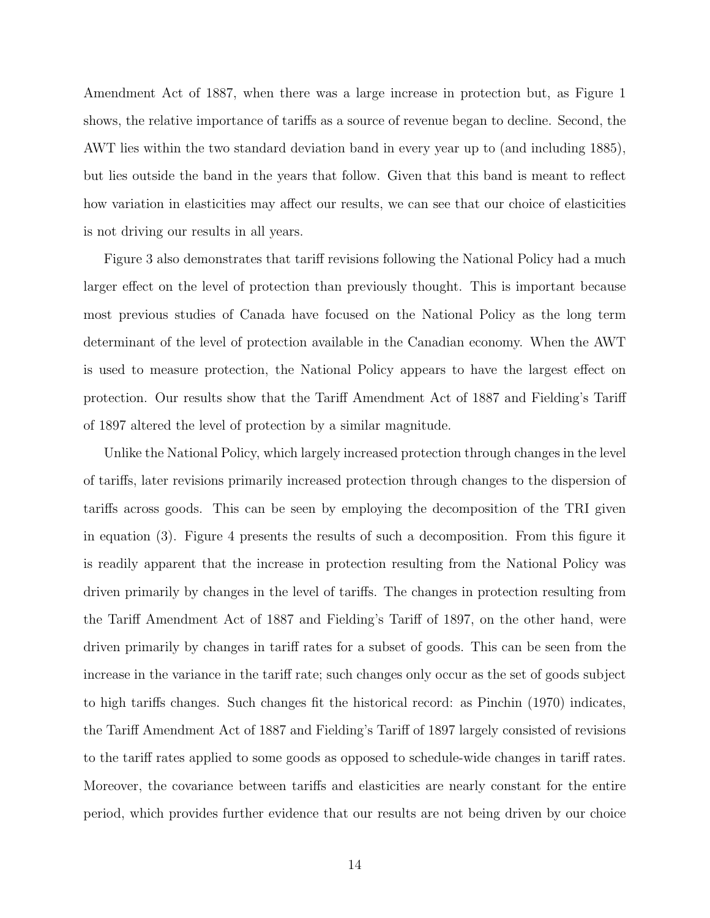Amendment Act of 1887, when there was a large increase in protection but, as Figure 1 shows, the relative importance of tariffs as a source of revenue began to decline. Second, the AWT lies within the two standard deviation band in every year up to (and including 1885), but lies outside the band in the years that follow. Given that this band is meant to reflect how variation in elasticities may affect our results, we can see that our choice of elasticities is not driving our results in all years.

Figure 3 also demonstrates that tariff revisions following the National Policy had a much larger effect on the level of protection than previously thought. This is important because most previous studies of Canada have focused on the National Policy as the long term determinant of the level of protection available in the Canadian economy. When the AWT is used to measure protection, the National Policy appears to have the largest effect on protection. Our results show that the Tariff Amendment Act of 1887 and Fielding's Tariff of 1897 altered the level of protection by a similar magnitude.

Unlike the National Policy, which largely increased protection through changes in the level of tariffs, later revisions primarily increased protection through changes to the dispersion of tariffs across goods. This can be seen by employing the decomposition of the TRI given in equation (3). Figure 4 presents the results of such a decomposition. From this figure it is readily apparent that the increase in protection resulting from the National Policy was driven primarily by changes in the level of tariffs. The changes in protection resulting from the Tariff Amendment Act of 1887 and Fielding's Tariff of 1897, on the other hand, were driven primarily by changes in tariff rates for a subset of goods. This can be seen from the increase in the variance in the tariff rate; such changes only occur as the set of goods subject to high tariffs changes. Such changes fit the historical record: as Pinchin (1970) indicates, the Tariff Amendment Act of 1887 and Fielding's Tariff of 1897 largely consisted of revisions to the tariff rates applied to some goods as opposed to schedule-wide changes in tariff rates. Moreover, the covariance between tariffs and elasticities are nearly constant for the entire period, which provides further evidence that our results are not being driven by our choice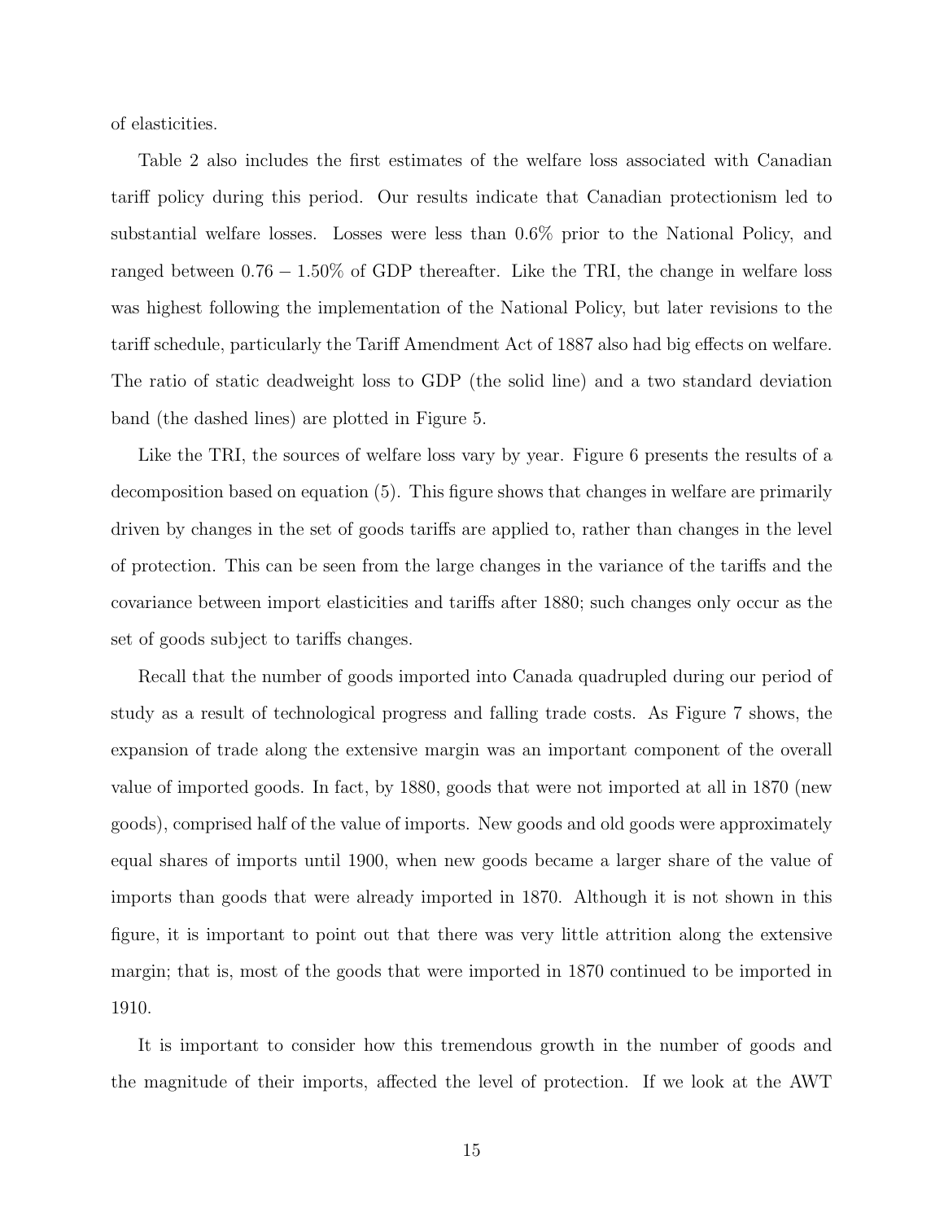of elasticities.

Table 2 also includes the first estimates of the welfare loss associated with Canadian tariff policy during this period. Our results indicate that Canadian protectionism led to substantial welfare losses. Losses were less than 0.6% prior to the National Policy, and ranged between $0.76 - 1.50\%$ of GDP thereafter. Like the TRI, the change in welfare loss was highest following the implementation of the National Policy, but later revisions to the tariff schedule, particularly the Tariff Amendment Act of 1887 also had big effects on welfare. The ratio of static deadweight loss to GDP (the solid line) and a two standard deviation band (the dashed lines) are plotted in Figure 5.

Like the TRI, the sources of welfare loss vary by year. Figure 6 presents the results of a decomposition based on equation (5). This figure shows that changes in welfare are primarily driven by changes in the set of goods tariffs are applied to, rather than changes in the level of protection. This can be seen from the large changes in the variance of the tariffs and the covariance between import elasticities and tariffs after 1880; such changes only occur as the set of goods subject to tariffs changes.

Recall that the number of goods imported into Canada quadrupled during our period of study as a result of technological progress and falling trade costs. As Figure 7 shows, the expansion of trade along the extensive margin was an important component of the overall value of imported goods. In fact, by 1880, goods that were not imported at all in 1870 (new goods), comprised half of the value of imports. New goods and old goods were approximately equal shares of imports until 1900, when new goods became a larger share of the value of imports than goods that were already imported in 1870. Although it is not shown in this figure, it is important to point out that there was very little attrition along the extensive margin; that is, most of the goods that were imported in 1870 continued to be imported in 1910.

It is important to consider how this tremendous growth in the number of goods and the magnitude of their imports, affected the level of protection. If we look at the AWT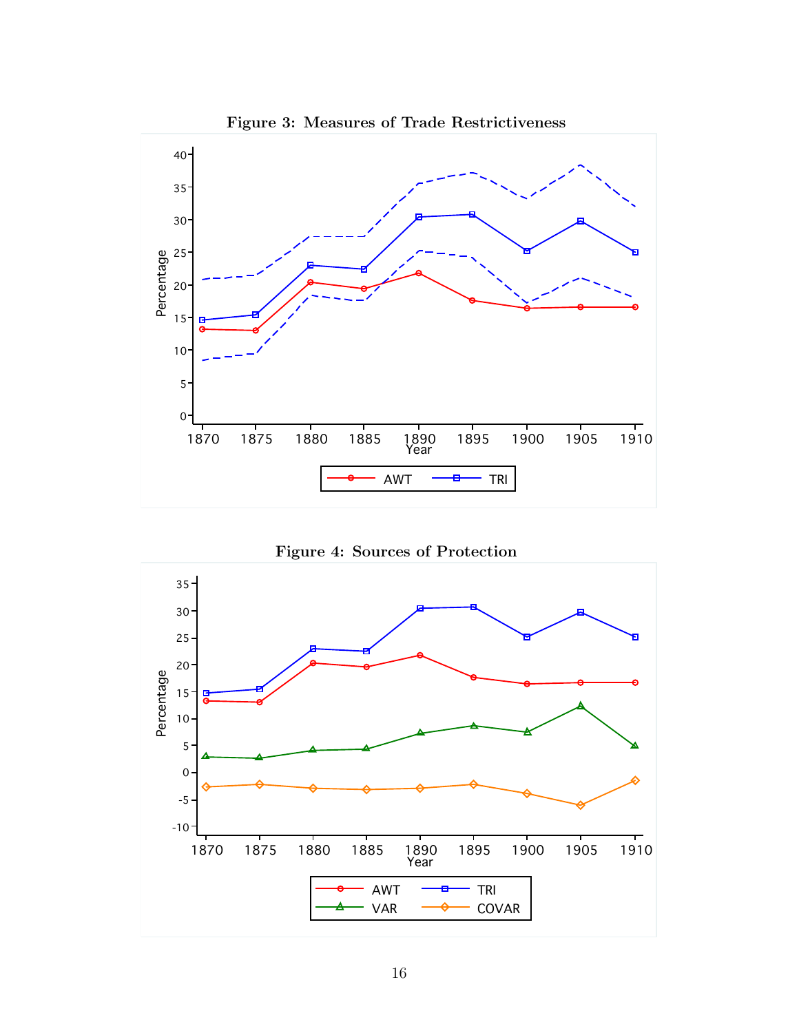**Figure 3: Measures of Trade Restrictiveness**

**Figure 4: Sources of Protection**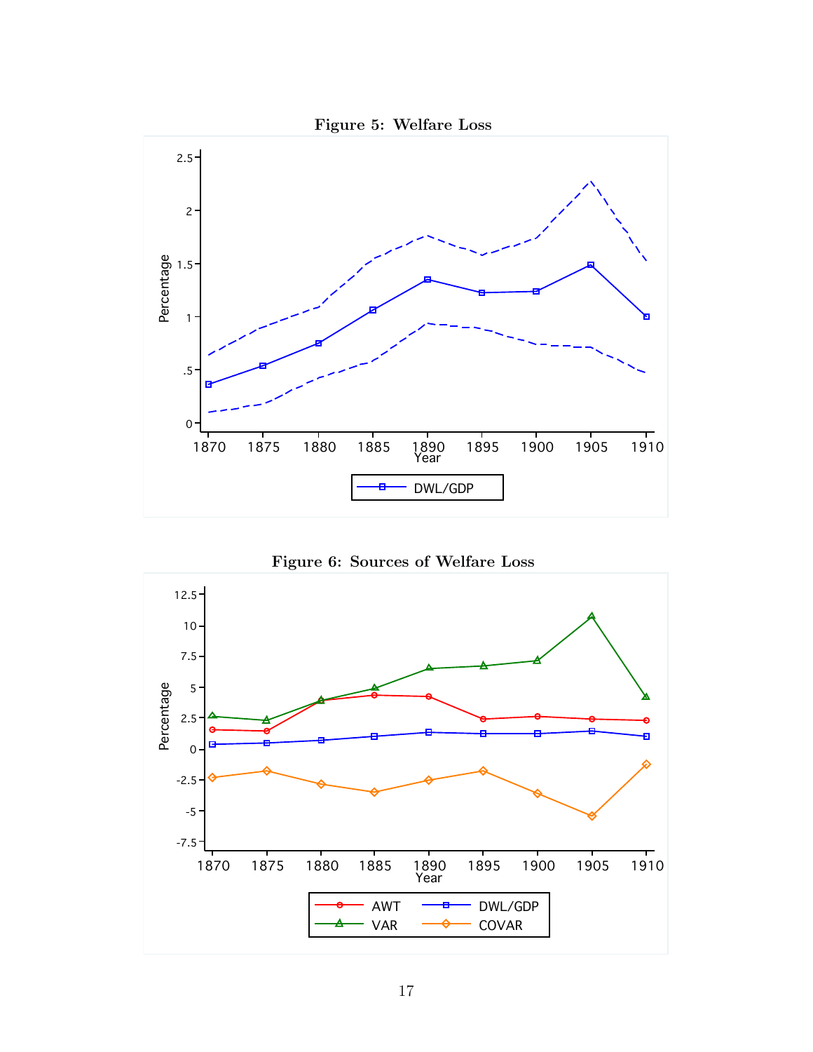**Figure 5: Welfare Loss**

**Figure 6: Sources of Welfare Loss**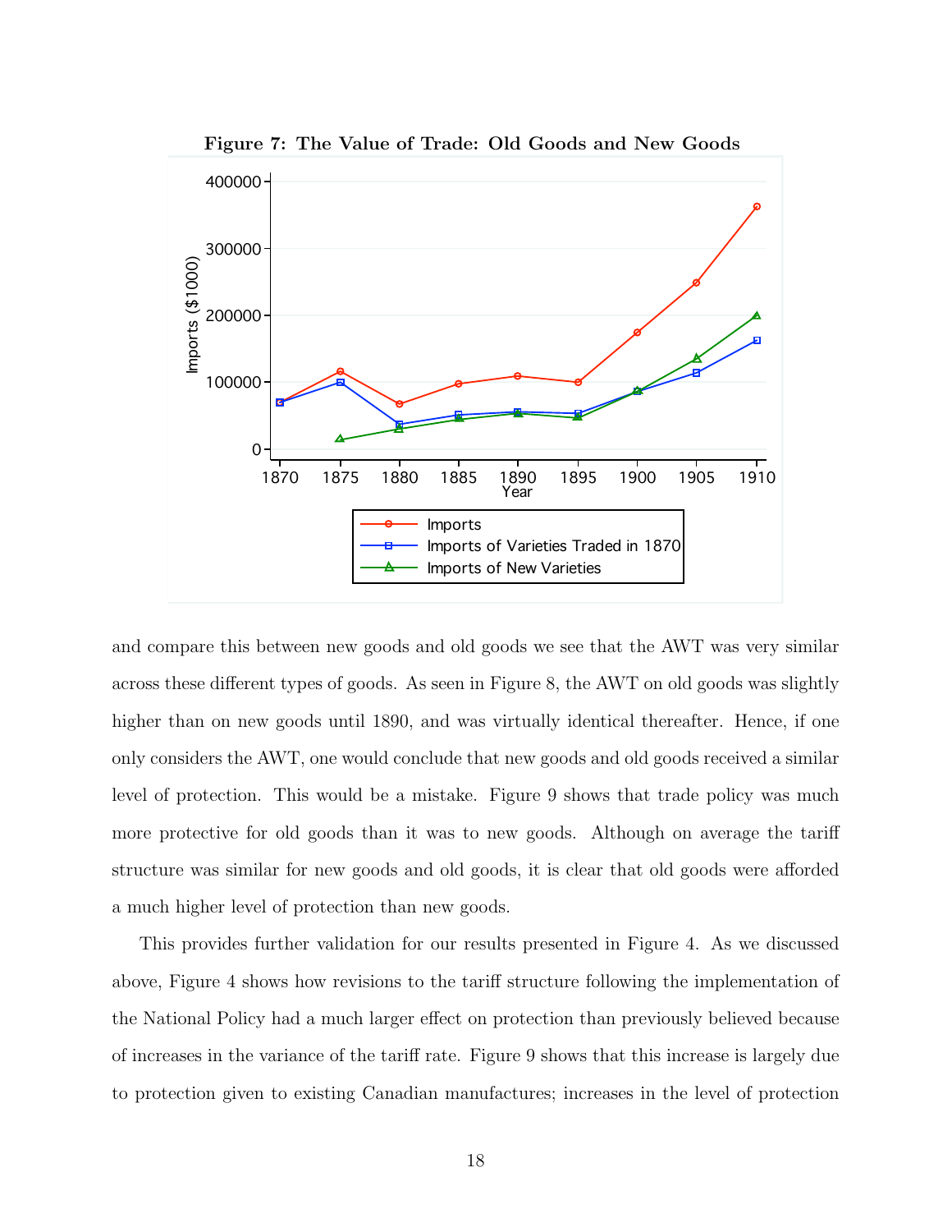**Figure 7: The Value of Trade: Old Goods and New Goods**

and compare this between new goods and old goods we see that the AWT was very similar across these different types of goods. As seen in Figure 8, the AWT on old goods was slightly higher than on new goods until 1890, and was virtually identical thereafter. Hence, if one only considers the AWT, one would conclude that new goods and old goods received a similar level of protection. This would be a mistake. Figure 9 shows that trade policy was much more protective for old goods than it was to new goods. Although on average the tariff structure was similar for new goods and old goods, it is clear that old goods were afforded a much higher level of protection than new goods.

This provides further validation for our results presented in Figure 4. As we discussed above, Figure 4 shows how revisions to the tariff structure following the implementation of the National Policy had a much larger effect on protection than previously believed because of increases in the variance of the tariff rate. Figure 9 shows that this increase is largely due to protection given to existing Canadian manufactures; increases in the level of protection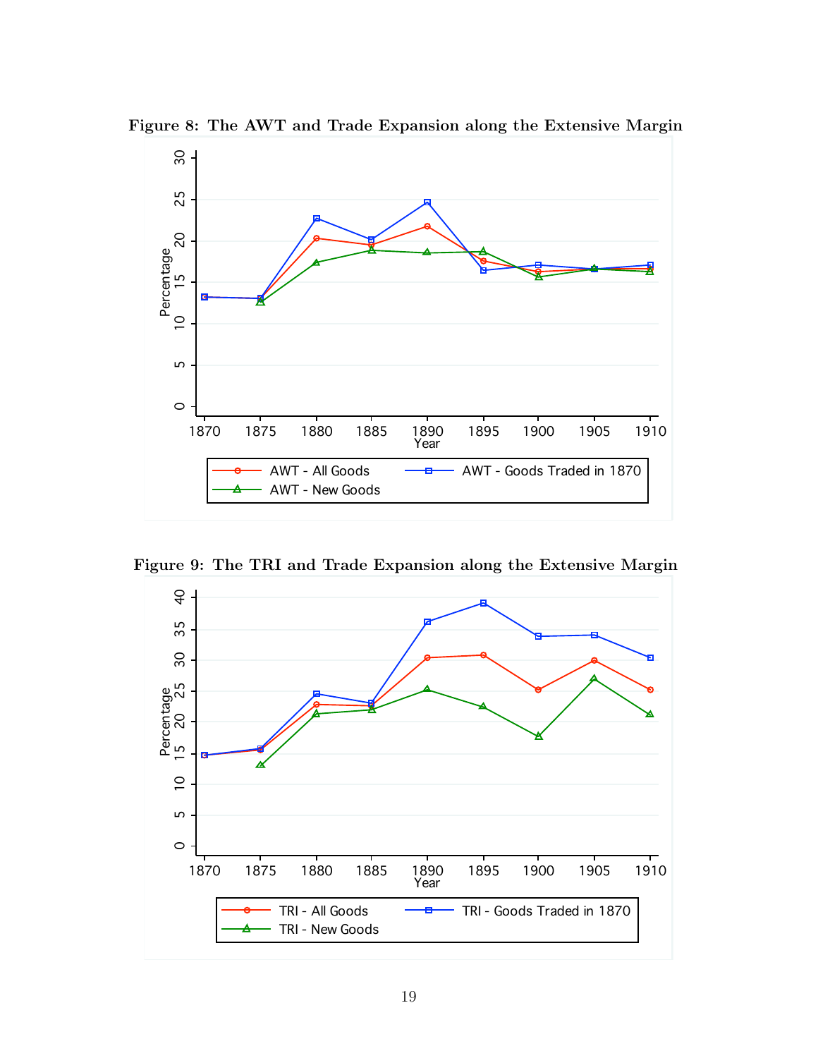**Figure 8: The AWT and Trade Expansion along the Extensive Margin**

**Figure 9: The TRI and Trade Expansion along the Extensive Margin**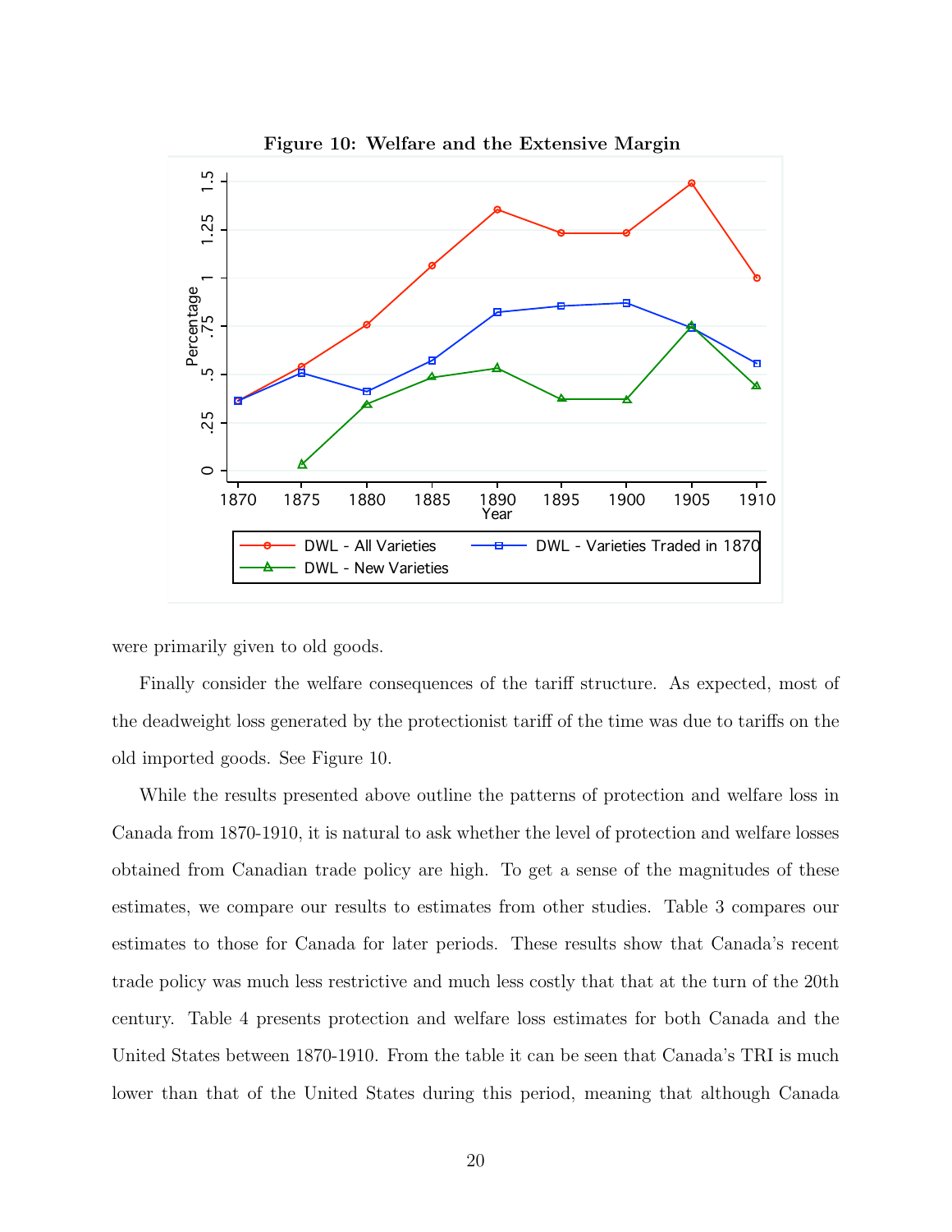**Figure 10: Welfare and the Extensive Margin**

were primarily given to old goods.

Finally consider the welfare consequences of the tariff structure. As expected, most of the deadweight loss generated by the protectionist tariff of the time was due to tariffs on the old imported goods. See Figure 10.

While the results presented above outline the patterns of protection and welfare loss in Canada from 1870-1910, it is natural to ask whether the level of protection and welfare losses obtained from Canadian trade policy are high. To get a sense of the magnitudes of these estimates, we compare our results to estimates from other studies. Table 3 compares our estimates to those for Canada for later periods. These results show that Canada's recent trade policy was much less restrictive and much less costly that that at the turn of the 20th century. Table 4 presents protection and welfare loss estimates for both Canada and the United States between 1870-1910. From the table it can be seen that Canada's TRI is much lower than that of the United States during this period, meaning that although Canada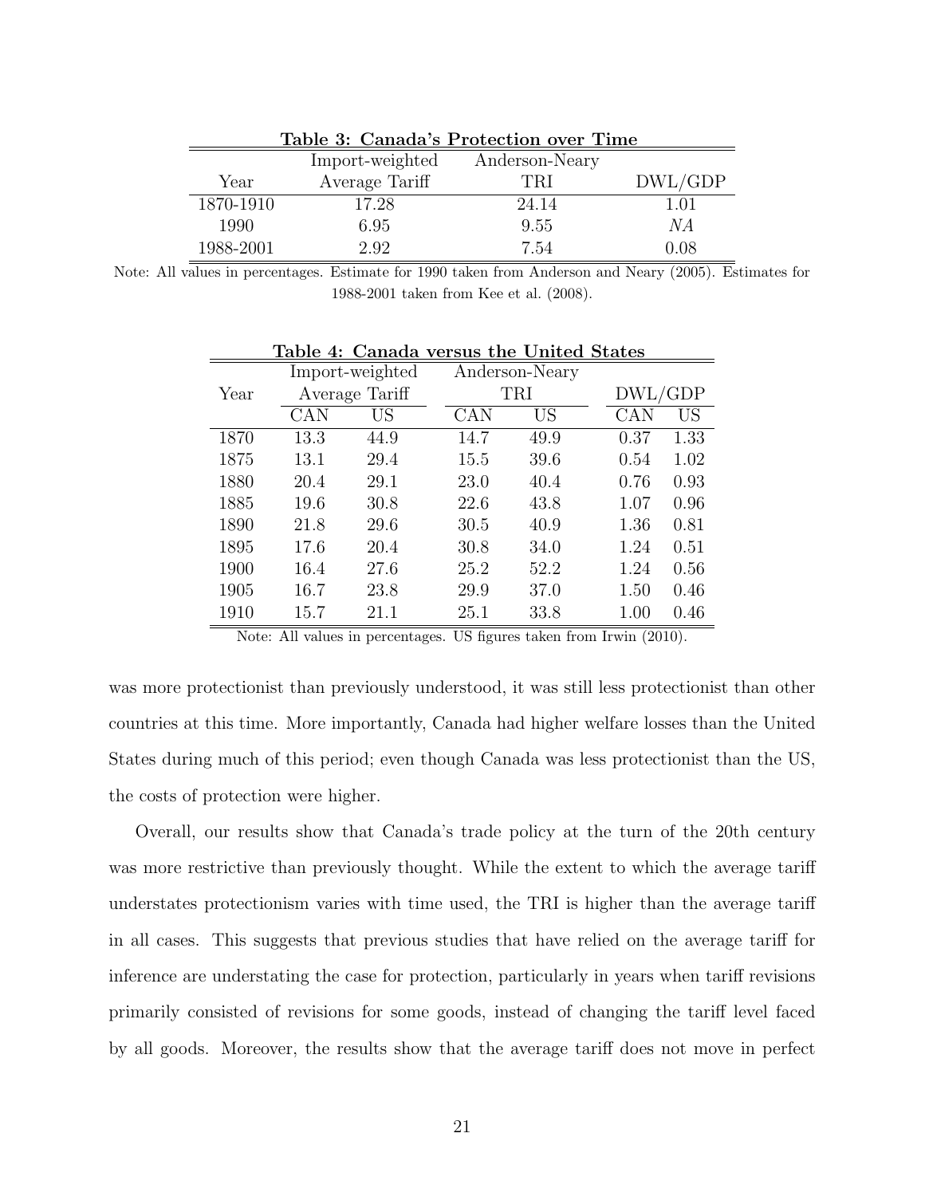**Table 3: Canada's Protection over Time**

| Year | Import-weighted Average Tariff | Anderson-Neary TRI | DWL/GDP |
|---|---|---|---|
| 1870-1910 | 17.28 | 24.14 | 1.01 |
| 1990 | 6.95 | 9.55 | *NA* |
| 1988-2001 | 2.92 | 7.54 | 0.08 |

Note: All values in percentages. Estimate for 1990 taken from Anderson and Neary (2005). Estimates for 1988-2001 taken from Kee et al. (2008).

**Table 4: Canada versus the United States**

| Year | Import-weighted Average Tariff | | Anderson-Neary TRI | | DWL/GDP | |
|---|---|---|---|---|---|---|
| | CAN | US | CAN | US | CAN | US |
| 1870 | 13.3 | 44.9 | 14.7 | 49.9 | 0.37 | 1.33 |
| 1875 | 13.1 | 29.4 | 15.5 | 39.6 | 0.54 | 1.02 |
| 1880 | 20.4 | 29.1 | 23.0 | 40.4 | 0.76 | 0.93 |
| 1885 | 19.6 | 30.8 | 22.6 | 43.8 | 1.07 | 0.96 |
| 1890 | 21.8 | 29.6 | 30.5 | 40.9 | 1.36 | 0.81 |
| 1895 | 17.6 | 20.4 | 30.8 | 34.0 | 1.24 | 0.51 |
| 1900 | 16.4 | 27.6 | 25.2 | 52.2 | 1.24 | 0.56 |
| 1905 | 16.7 | 23.8 | 29.9 | 37.0 | 1.50 | 0.46 |
| 1910 | 15.7 | 21.1 | 25.1 | 33.8 | 1.00 | 0.46 |

Note: All values in percentages. US figures taken from Irwin (2010).

was more protectionist than previously understood, it was still less protectionist than other countries at this time. More importantly, Canada had higher welfare losses than the United States during much of this period; even though Canada was less protectionist than the US, the costs of protection were higher.

Overall, our results show that Canada's trade policy at the turn of the 20th century was more restrictive than previously thought. While the extent to which the average tariff understates protectionism varies with time used, the TRI is higher than the average tariff in all cases. This suggests that previous studies that have relied on the average tariff for inference are understating the case for protection, particularly in years when tariff revisions primarily consisted of revisions for some goods, instead of changing the tariff level faced by all goods. Moreover, the results show that the average tariff does not move in perfect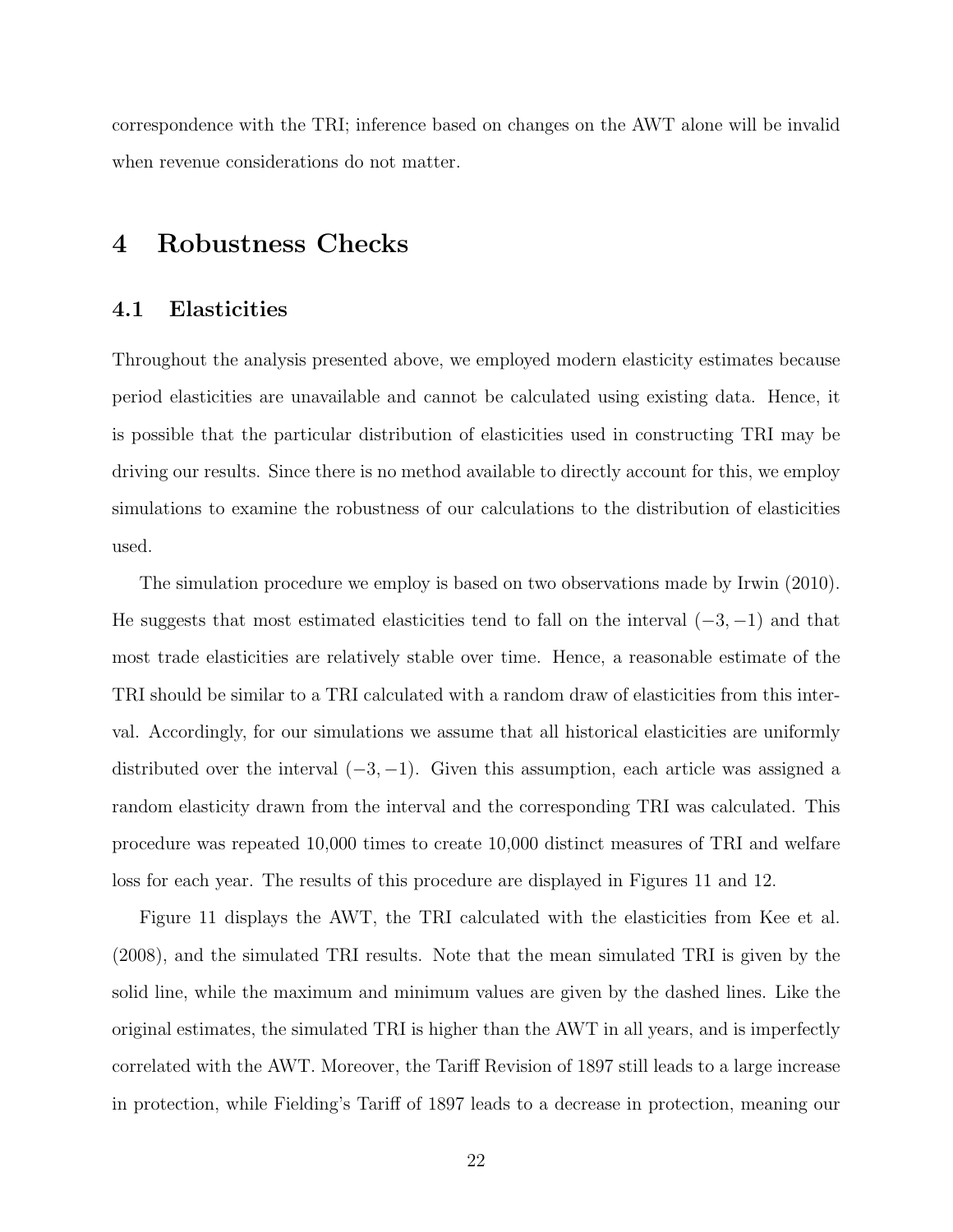correspondence with the TRI; inference based on changes on the AWT alone will be invalid when revenue considerations do not matter.

# 4 Robustness Checks

## 4.1 Elasticities

Throughout the analysis presented above, we employed modern elasticity estimates because period elasticities are unavailable and cannot be calculated using existing data. Hence, it is possible that the particular distribution of elasticities used in constructing TRI may be driving our results. Since there is no method available to directly account for this, we employ simulations to examine the robustness of our calculations to the distribution of elasticities used.

The simulation procedure we employ is based on two observations made by Irwin (2010). He suggests that most estimated elasticities tend to fall on the interval $(-3, -1)$ and that most trade elasticities are relatively stable over time. Hence, a reasonable estimate of the TRI should be similar to a TRI calculated with a random draw of elasticities from this interval. Accordingly, for our simulations we assume that all historical elasticities are uniformly distributed over the interval $(-3, -1)$. Given this assumption, each article was assigned a random elasticity drawn from the interval and the corresponding TRI was calculated. This procedure was repeated 10,000 times to create 10,000 distinct measures of TRI and welfare loss for each year. The results of this procedure are displayed in Figures 11 and 12.

Figure 11 displays the AWT, the TRI calculated with the elasticities from Kee et al. (2008), and the simulated TRI results. Note that the mean simulated TRI is given by the solid line, while the maximum and minimum values are given by the dashed lines. Like the original estimates, the simulated TRI is higher than the AWT in all years, and is imperfectly correlated with the AWT. Moreover, the Tariff Revision of 1897 still leads to a large increase in protection, while Fielding's Tariff of 1897 leads to a decrease in protection, meaning our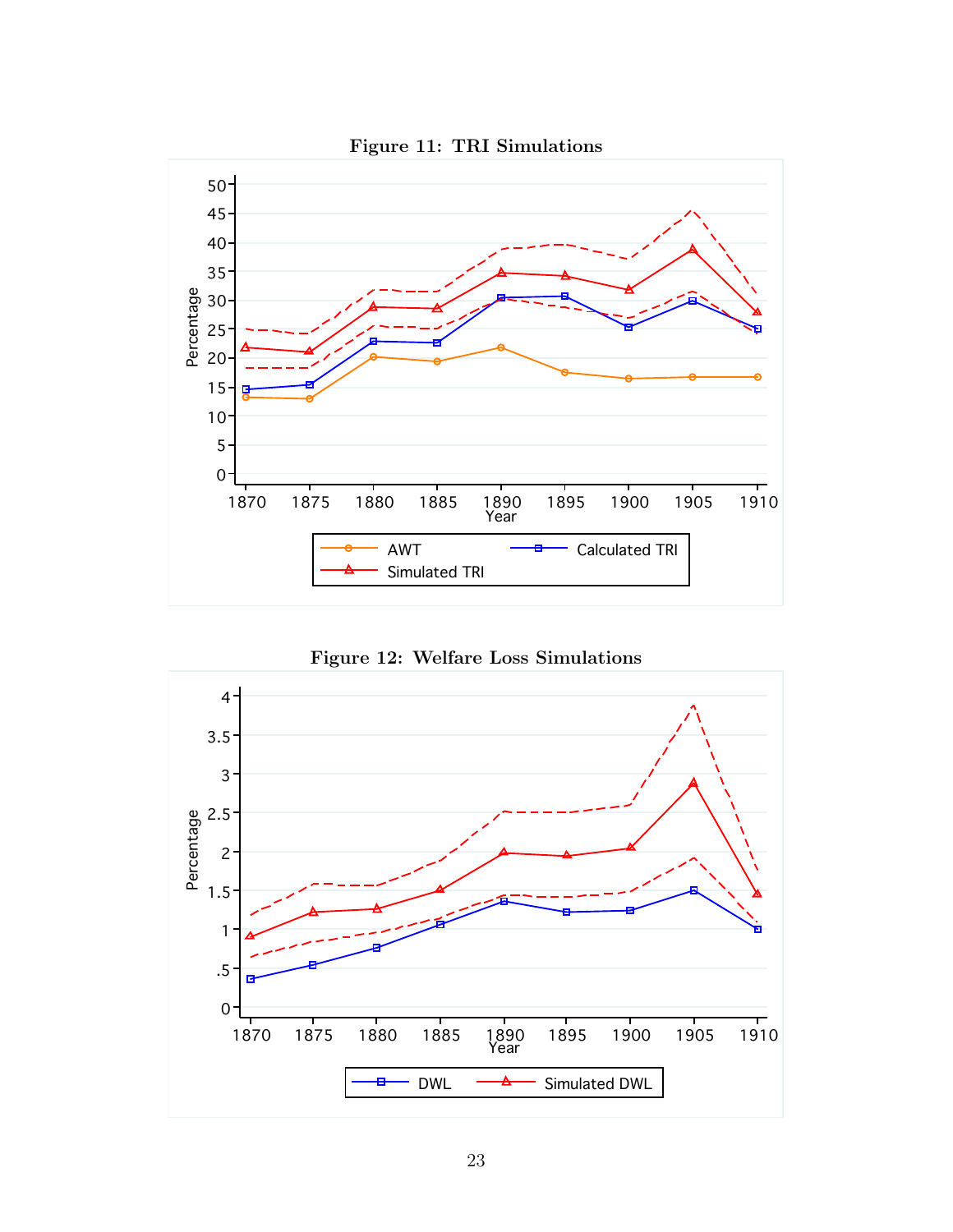**Figure 11: TRI Simulations**

**Figure 12: Welfare Loss Simulations**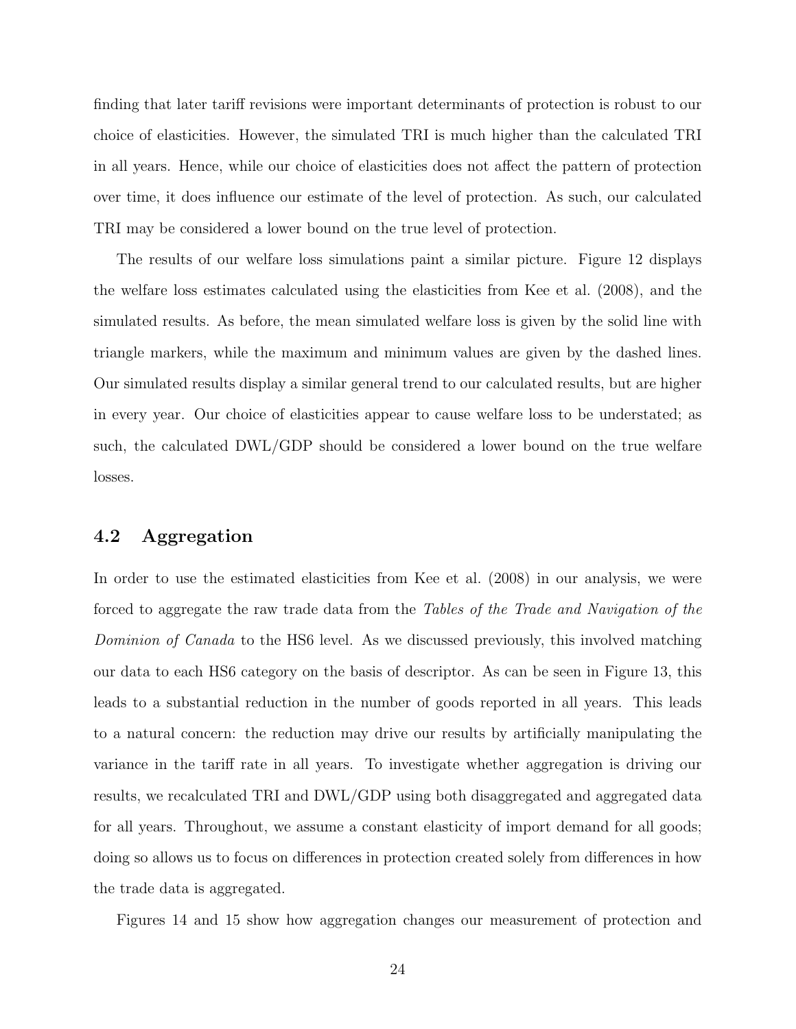finding that later tariff revisions were important determinants of protection is robust to our choice of elasticities. However, the simulated TRI is much higher than the calculated TRI in all years. Hence, while our choice of elasticities does not affect the pattern of protection over time, it does influence our estimate of the level of protection. As such, our calculated TRI may be considered a lower bound on the true level of protection.

The results of our welfare loss simulations paint a similar picture. Figure 12 displays the welfare loss estimates calculated using the elasticities from Kee et al. (2008), and the simulated results. As before, the mean simulated welfare loss is given by the solid line with triangle markers, while the maximum and minimum values are given by the dashed lines. Our simulated results display a similar general trend to our calculated results, but are higher in every year. Our choice of elasticities appear to cause welfare loss to be understated; as such, the calculated DWL/GDP should be considered a lower bound on the true welfare losses.

## 4.2 Aggregation

In order to use the estimated elasticities from Kee et al. (2008) in our analysis, we were forced to aggregate the raw trade data from the *Tables of the Trade and Navigation of the Dominion of Canada* to the HS6 level. As we discussed previously, this involved matching our data to each HS6 category on the basis of descriptor. As can be seen in Figure 13, this leads to a substantial reduction in the number of goods reported in all years. This leads to a natural concern: the reduction may drive our results by artificially manipulating the variance in the tariff rate in all years. To investigate whether aggregation is driving our results, we recalculated TRI and DWL/GDP using both disaggregated and aggregated data for all years. Throughout, we assume a constant elasticity of import demand for all goods; doing so allows us to focus on differences in protection created solely from differences in how the trade data is aggregated.

Figures 14 and 15 show how aggregation changes our measurement of protection and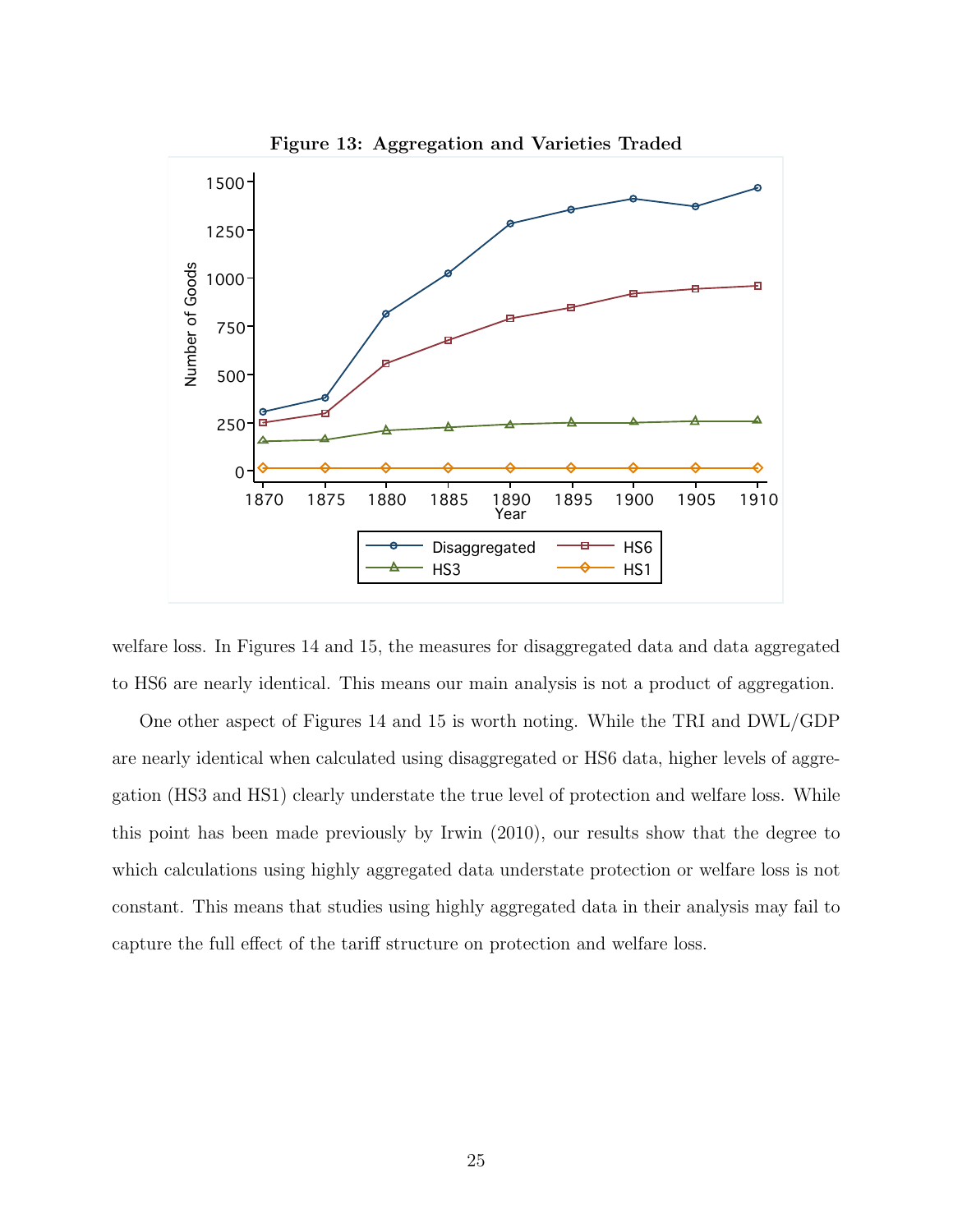**Figure 13: Aggregation and Varieties Traded**

welfare loss. In Figures 14 and 15, the measures for disaggregated data and data aggregated to HS6 are nearly identical. This means our main analysis is not a product of aggregation.

One other aspect of Figures 14 and 15 is worth noting. While the TRI and DWL/GDP are nearly identical when calculated using disaggregated or HS6 data, higher levels of aggregation (HS3 and HS1) clearly understate the true level of protection and welfare loss. While this point has been made previously by Irwin (2010), our results show that the degree to which calculations using highly aggregated data understate protection or welfare loss is not constant. This means that studies using highly aggregated data in their analysis may fail to capture the full effect of the tariff structure on protection and welfare loss.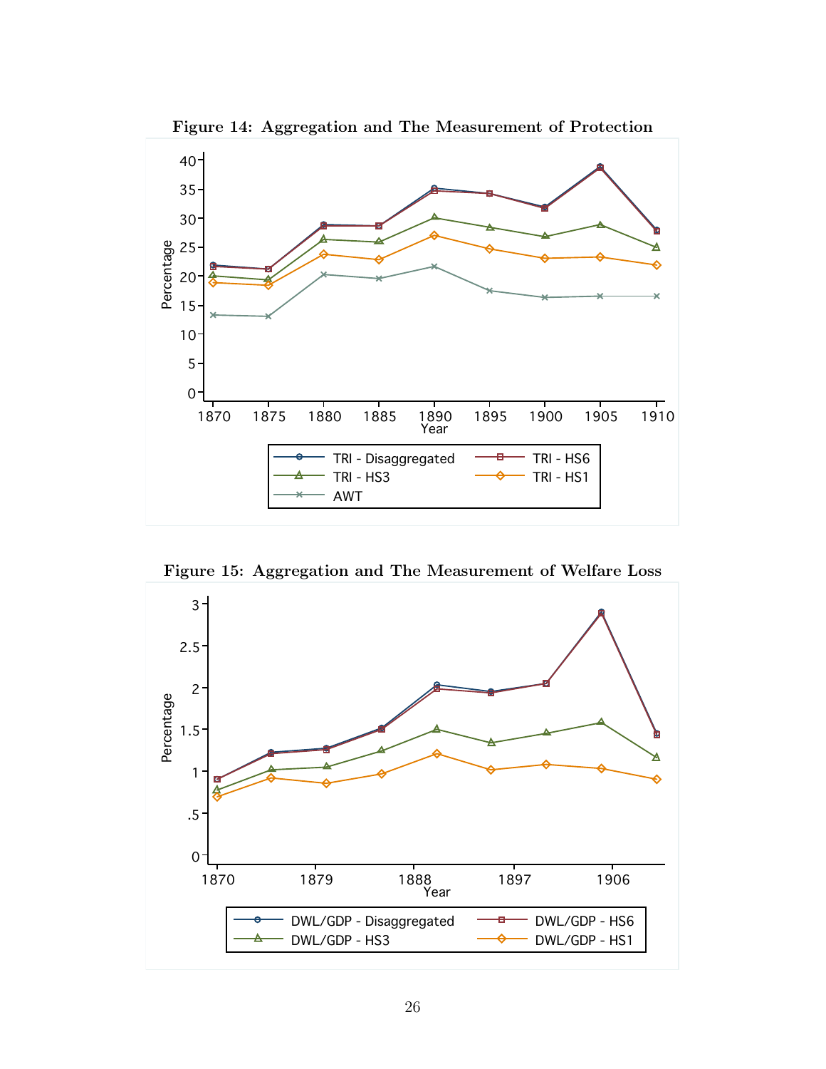**Figure 14: Aggregation and The Measurement of Protection**

**Figure 15: Aggregation and The Measurement of Welfare Loss**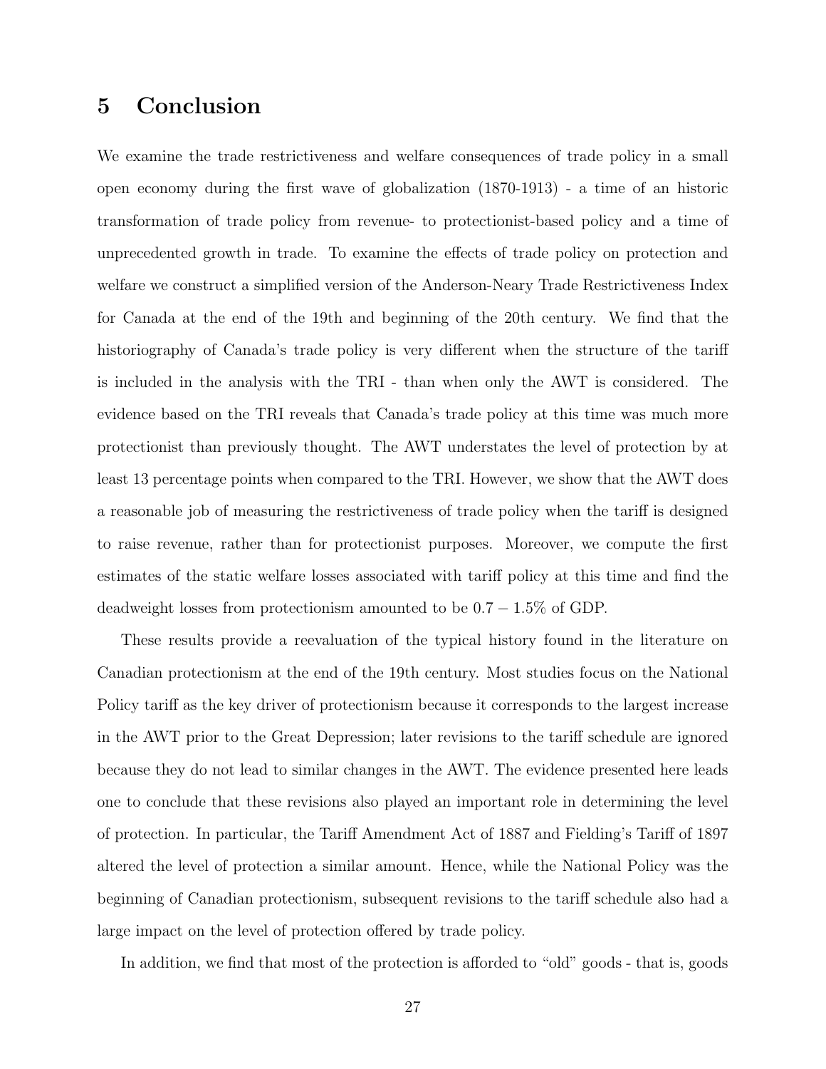# 5 Conclusion

We examine the trade restrictiveness and welfare consequences of trade policy in a small open economy during the first wave of globalization (1870-1913) - a time of an historic transformation of trade policy from revenue- to protectionist-based policy and a time of unprecedented growth in trade. To examine the effects of trade policy on protection and welfare we construct a simplified version of the Anderson-Neary Trade Restrictiveness Index for Canada at the end of the 19th and beginning of the 20th century. We find that the historiography of Canada's trade policy is very different when the structure of the tariff is included in the analysis with the TRI - than when only the AWT is considered. The evidence based on the TRI reveals that Canada's trade policy at this time was much more protectionist than previously thought. The AWT understates the level of protection by at least 13 percentage points when compared to the TRI. However, we show that the AWT does a reasonable job of measuring the restrictiveness of trade policy when the tariff is designed to raise revenue, rather than for protectionist purposes. Moreover, we compute the first estimates of the static welfare losses associated with tariff policy at this time and find the deadweight losses from protectionism amounted to be $0.7 - 1.5\%$ of GDP.

These results provide a reevaluation of the typical history found in the literature on Canadian protectionism at the end of the 19th century. Most studies focus on the National Policy tariff as the key driver of protectionism because it corresponds to the largest increase in the AWT prior to the Great Depression; later revisions to the tariff schedule are ignored because they do not lead to similar changes in the AWT. The evidence presented here leads one to conclude that these revisions also played an important role in determining the level of protection. In particular, the Tariff Amendment Act of 1887 and Fielding's Tariff of 1897 altered the level of protection a similar amount. Hence, while the National Policy was the beginning of Canadian protectionism, subsequent revisions to the tariff schedule also had a large impact on the level of protection offered by trade policy.

In addition, we find that most of the protection is afforded to "old" goods - that is, goods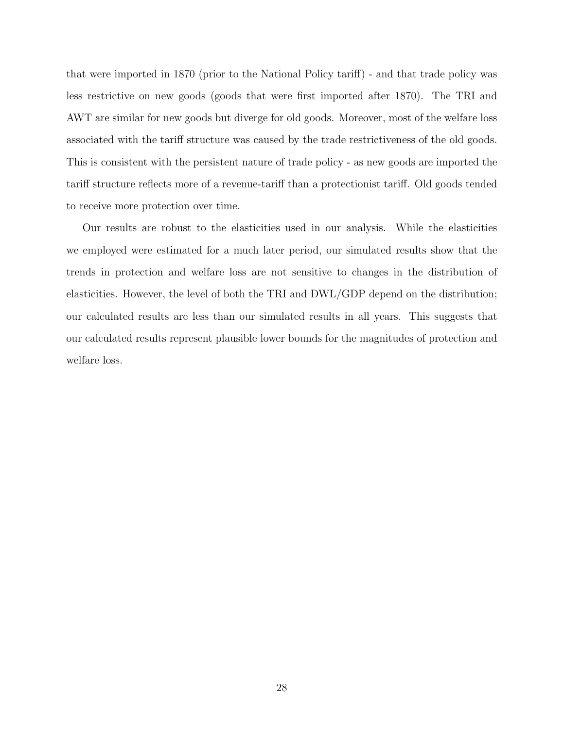that were imported in 1870 (prior to the National Policy tariff) - and that trade policy was less restrictive on new goods (goods that were first imported after 1870). The TRI and AWT are similar for new goods but diverge for old goods. Moreover, most of the welfare loss associated with the tariff structure was caused by the trade restrictiveness of the old goods. This is consistent with the persistent nature of trade policy - as new goods are imported the tariff structure reflects more of a revenue-tariff than a protectionist tariff. Old goods tended to receive more protection over time.

Our results are robust to the elasticities used in our analysis. While the elasticities we employed were estimated for a much later period, our simulated results show that the trends in protection and welfare loss are not sensitive to changes in the distribution of elasticities. However, the level of both the TRI and DWL/GDP depend on the distribution; our calculated results are less than our simulated results in all years. This suggests that our calculated results represent plausible lower bounds for the magnitudes of protection and welfare loss.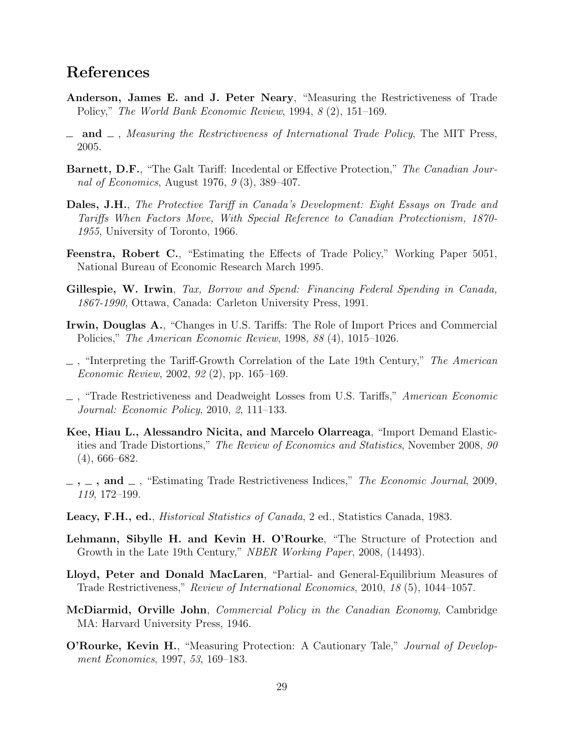# References

**Anderson, James E. and J. Peter Neary**, "Measuring the Restrictiveness of Trade Policy," *The World Bank Economic Review*, 1994, *8* (2), 151–169.

**\_ and \_** , *Measuring the Restrictiveness of International Trade Policy*, The MIT Press, 2005.

**Barnett, D.F.**, "The Galt Tariff: Incedental or Effective Protection," *The Canadian Journal of Economics*, August 1976, *9* (3), 389–407.

**Dales, J.H.**, *The Protective Tariff in Canada's Development: Eight Essays on Trade and Tariffs When Factors Move, With Special Reference to Canadian Protectionism, 1870-1955*, University of Toronto, 1966.

**Feenstra, Robert C.**, "Estimating the Effects of Trade Policy," Working Paper 5051, National Bureau of Economic Research March 1995.

**Gillespie, W. Irwin**, *Tax, Borrow and Spend: Financing Federal Spending in Canada, 1867-1990*, Ottawa, Canada: Carleton University Press, 1991.

**Irwin, Douglas A.**, "Changes in U.S. Tariffs: The Role of Import Prices and Commercial Policies," *The American Economic Review*, 1998, *88* (4), 1015–1026.

\_ , "Interpreting the Tariff-Growth Correlation of the Late 19th Century," *The American Economic Review*, 2002, *92* (2), pp. 165–169.

\_ , "Trade Restrictiveness and Deadweight Losses from U.S. Tariffs," *American Economic Journal: Economic Policy*, 2010, *2*, 111–133.

**Kee, Hiau L., Alessandro Nicita, and Marcelo Olarreaga**, "Import Demand Elasticities and Trade Distortions," *The Review of Economics and Statistics*, November 2008, *90* (4), 666–682.

**\_ , \_ , and \_** , "Estimating Trade Restrictiveness Indices," *The Economic Journal*, 2009, *119*, 172–199.

**Leacy, F.H., ed.**, *Historical Statistics of Canada*, 2 ed., Statistics Canada, 1983.

**Lehmann, Sibylle H. and Kevin H. O'Rourke**, "The Structure of Protection and Growth in the Late 19th Century," *NBER Working Paper*, 2008, (14493).

**Lloyd, Peter and Donald MacLaren**, "Partial- and General-Equilibrium Measures of Trade Restrictiveness," *Review of International Economics*, 2010, *18* (5), 1044–1057.

**McDiarmid, Orville John**, *Commercial Policy in the Canadian Economy*, Cambridge MA: Harvard University Press, 1946.

**O'Rourke, Kevin H.**, "Measuring Protection: A Cautionary Tale," *Journal of Development Economics*, 1997, *53*, 169–183.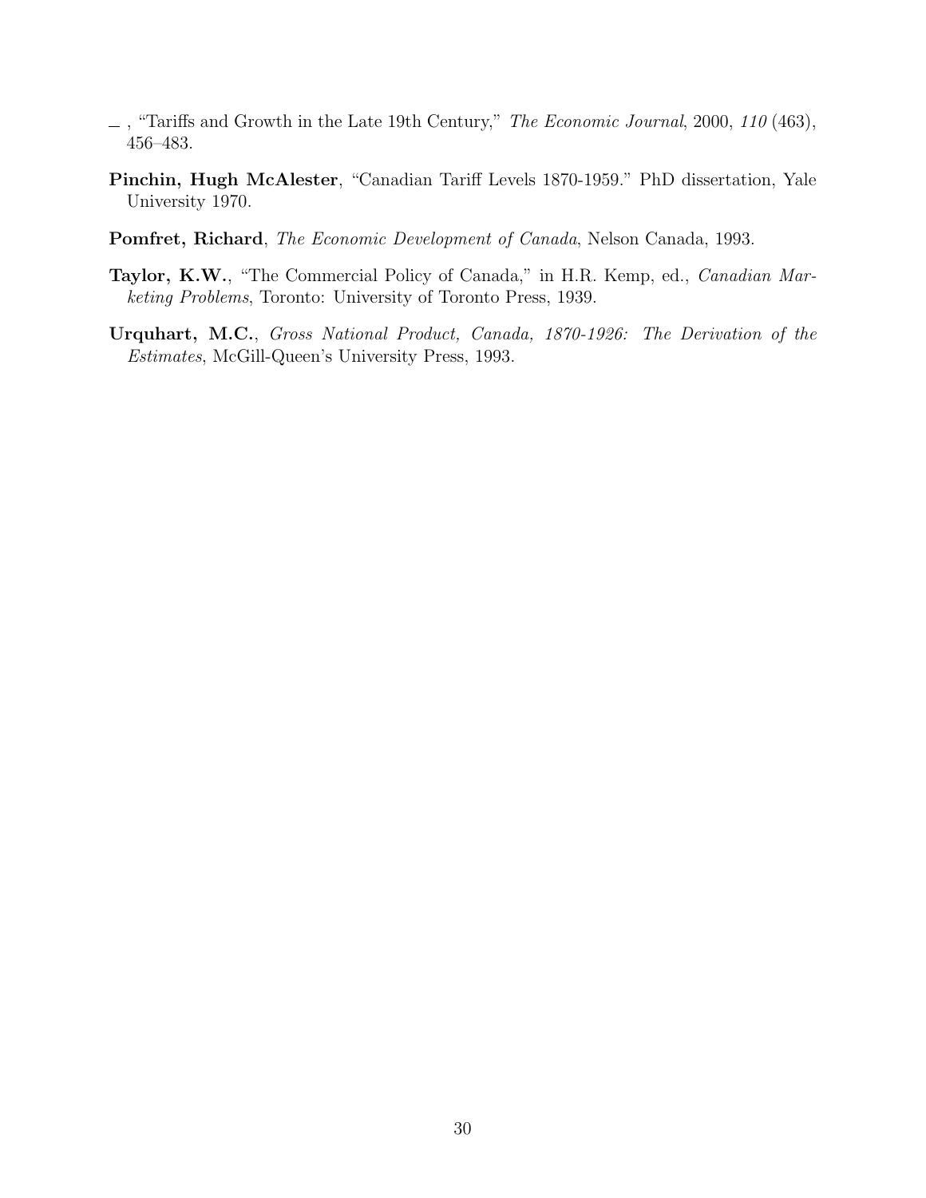—, "Tariffs and Growth in the Late 19th Century," *The Economic Journal*, 2000, *110* (463), 456–483.

**Pinchin, Hugh McAlester**, "Canadian Tariff Levels 1870-1959." PhD dissertation, Yale University 1970.

**Pomfret, Richard**, *The Economic Development of Canada*, Nelson Canada, 1993.

**Taylor, K.W.**, "The Commercial Policy of Canada," in H.R. Kemp, ed., *Canadian Marketing Problems*, Toronto: University of Toronto Press, 1939.

**Urquhart, M.C.**, *Gross National Product, Canada, 1870-1926: The Derivation of the Estimates*, McGill-Queen's University Press, 1993.